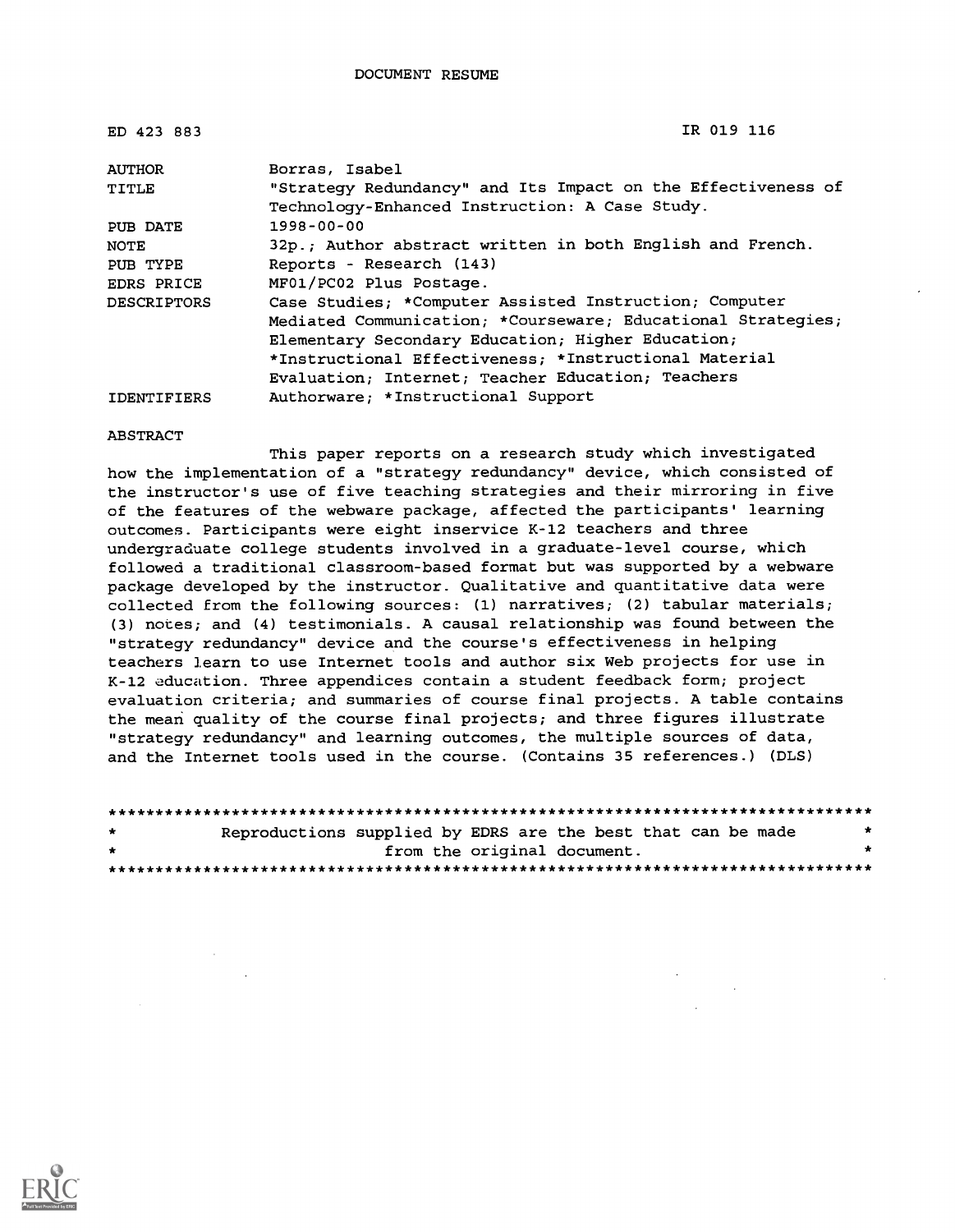DOCUMENT RESUME

ED 423 883 IR 019 116

| | |
|---|---|
| AUTHOR | Borras, Isabel |
| TITLE | "Strategy Redundancy" and Its Impact on the Effectiveness of Technology-Enhanced Instruction: A Case Study. |
| PUB DATE | 1998-00-00 |
| NOTE | 32p.; Author abstract written in both English and French. |
| PUB TYPE | Reports - Research (143) |
| EDRS PRICE | MF01/PC02 Plus Postage. |
| DESCRIPTORS | Case Studies; *Computer Assisted Instruction; Computer Mediated Communication; *Courseware; Educational Strategies; Elementary Secondary Education; Higher Education; *Instructional Effectiveness; *Instructional Material Evaluation; Internet; Teacher Education; Teachers |
| IDENTIFIERS | Authorware; *Instructional Support |

ABSTRACT

This paper reports on a research study which investigated how the implementation of a "strategy redundancy" device, which consisted of the instructor's use of five teaching strategies and their mirroring in five of the features of the webware package, affected the participants' learning outcomes. Participants were eight inservice K-12 teachers and three undergraduate college students involved in a graduate-level course, which followed a traditional classroom-based format but was supported by a webware package developed by the instructor. Qualitative and quantitative data were collected from the following sources: (1) narratives; (2) tabular materials; (3) notes; and (4) testimonials. A causal relationship was found between the "strategy redundancy" device and the course's effectiveness in helping teachers learn to use Internet tools and author six Web projects for use in K-12 education. Three appendices contain a student feedback form; project evaluation criteria; and summaries of course final projects. A table contains the mean quality of the course final projects; and three figures illustrate "strategy redundancy" and learning outcomes, the multiple sources of data, and the Internet tools used in the course. (Contains 35 references.) (DLS)

********************************************************************************
* Reproductions supplied by EDRS are the best that can be made *
* from the original document. *
********************************************************************************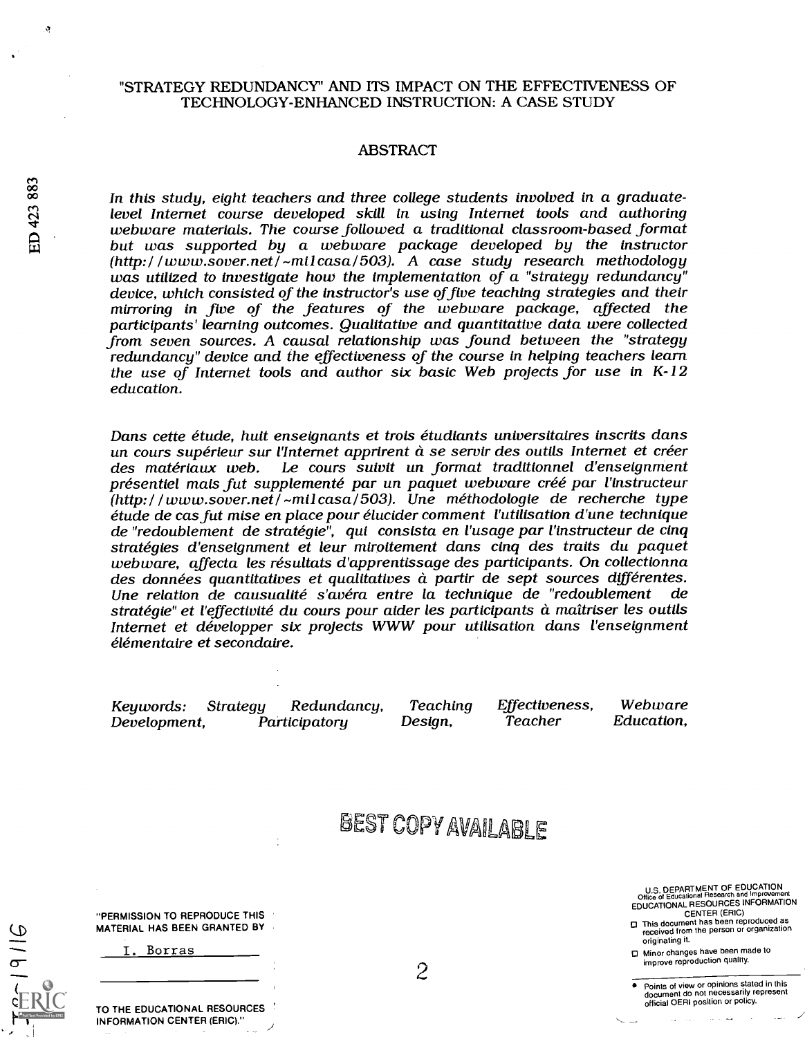# "STRATEGY REDUNDANCY" AND ITS IMPACT ON THE EFFECTIVENESS OF TECHNOLOGY-ENHANCED INSTRUCTION: A CASE STUDY

## ABSTRACT

*In this study, eight teachers and three college students involved in a graduate-level Internet course developed skill in using Internet tools and authoring webware materials. The course followed a traditional classroom-based format but was supported by a webware package developed by the instructor (http://www.sover.net/~milcasa/503). A case study research methodology was utilized to investigate how the implementation of a "strategy redundancy" device, which consisted of the instructor's use of five teaching strategies and their mirroring in five of the features of the webware package, affected the participants' learning outcomes. Qualitative and quantitative data were collected from seven sources. A causal relationship was found between the "strategy redundancy" device and the effectiveness of the course in helping teachers learn the use of Internet tools and author six basic Web projects for use in K-12 education.*

*Dans cette étude, huit enseignants et trois étudiants universitaires inscrits dans un cours supérieur sur l'Internet apprirent à se servir des outils Internet et créer des matériaux web. Le cours suivit un format traditionnel d'enseignment présentiel mais fut supplementé par un paquet webware créé par l'instructeur (http://www.sover.net/~milcasa/503). Une méthodologie de recherche type étude de cas fut mise en place pour élucider comment l'utilisation d'une technique de "redoublement de stratégie", qui consista en l'usage par l'instructeur de cinq stratégies d'enseignment et leur miroitement dans cinq des traits du paquet webware, affecta les résultats d'apprentissage des participants. On collectionna des données quantitatives et qualitatives à partir de sept sources différentes. Une relation de causualité s'avéra entre la technique de "redoublement de stratégie" et l'effectivité du cours pour aider les participants à maîtriser les outils Internet et développer six projects WWW pour utilisation dans l'enseignment élémentaire et secondaire.*

*Keywords: Strategy Redundancy, Teaching Effectiveness, Webware Development, Participatory Design, Teacher Education,*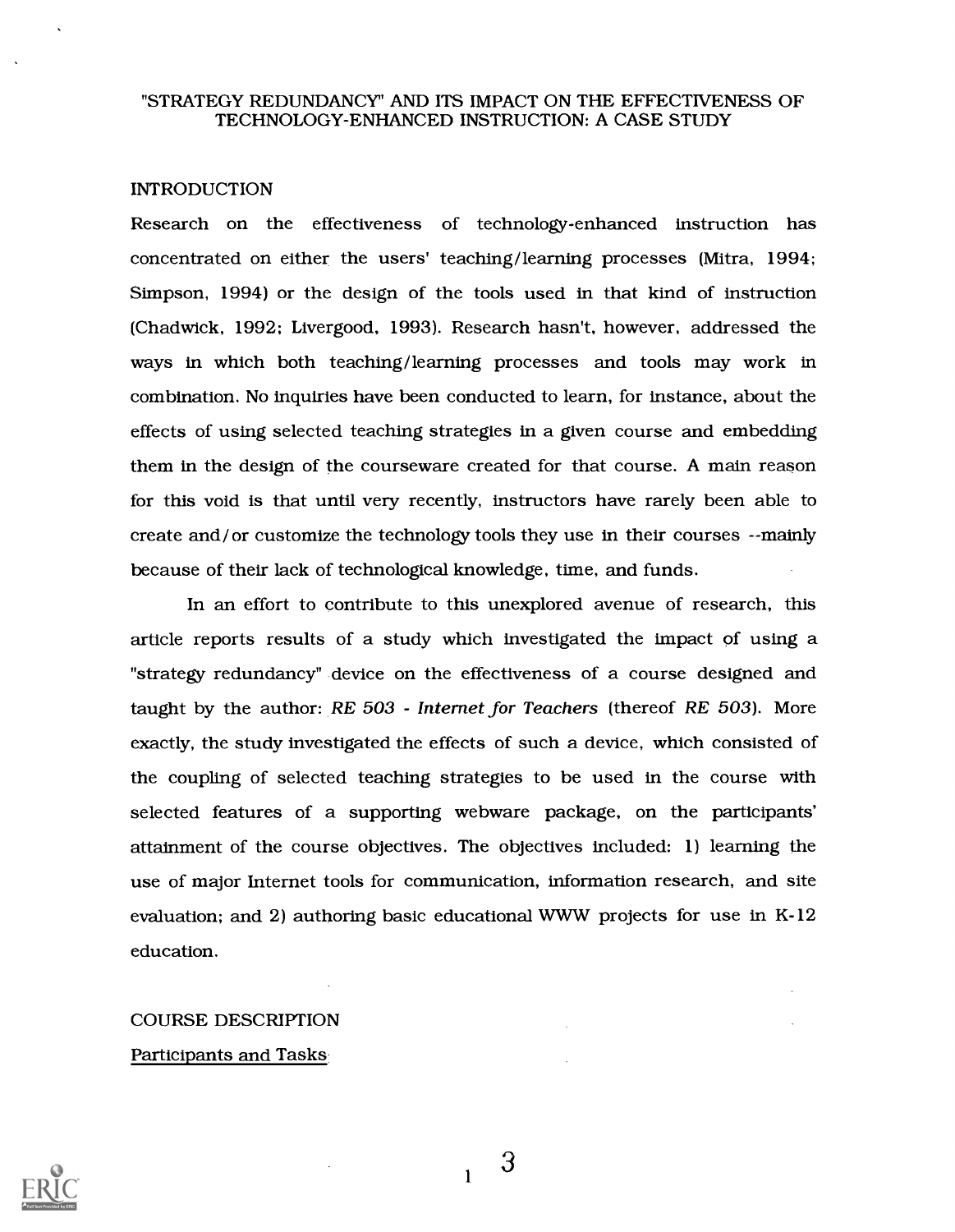# "STRATEGY REDUNDANCY" AND ITS IMPACT ON THE EFFECTIVENESS OF TECHNOLOGY-ENHANCED INSTRUCTION: A CASE STUDY

## INTRODUCTION

Research on the effectiveness of technology-enhanced instruction has concentrated on either the users' teaching/learning processes (Mitra, 1994; Simpson, 1994) or the design of the tools used in that kind of instruction (Chadwick, 1992; Livergood, 1993). Research hasn't, however, addressed the ways in which both teaching/learning processes and tools may work in combination. No inquiries have been conducted to learn, for instance, about the effects of using selected teaching strategies in a given course and embedding them in the design of the courseware created for that course. A main reason for this void is that until very recently, instructors have rarely been able to create and/or customize the technology tools they use in their courses --mainly because of their lack of technological knowledge, time, and funds.

In an effort to contribute to this unexplored avenue of research, this article reports results of a study which investigated the impact of using a "strategy redundancy" device on the effectiveness of a course designed and taught by the author: *RE 503 - Internet for Teachers* (thereof *RE 503*). More exactly, the study investigated the effects of such a device, which consisted of the coupling of selected teaching strategies to be used in the course with selected features of a supporting webware package, on the participants' attainment of the course objectives. The objectives included: 1) learning the use of major Internet tools for communication, information research, and site evaluation; and 2) authoring basic educational WWW projects for use in K-12 education.

## COURSE DESCRIPTION

### Participants and Tasks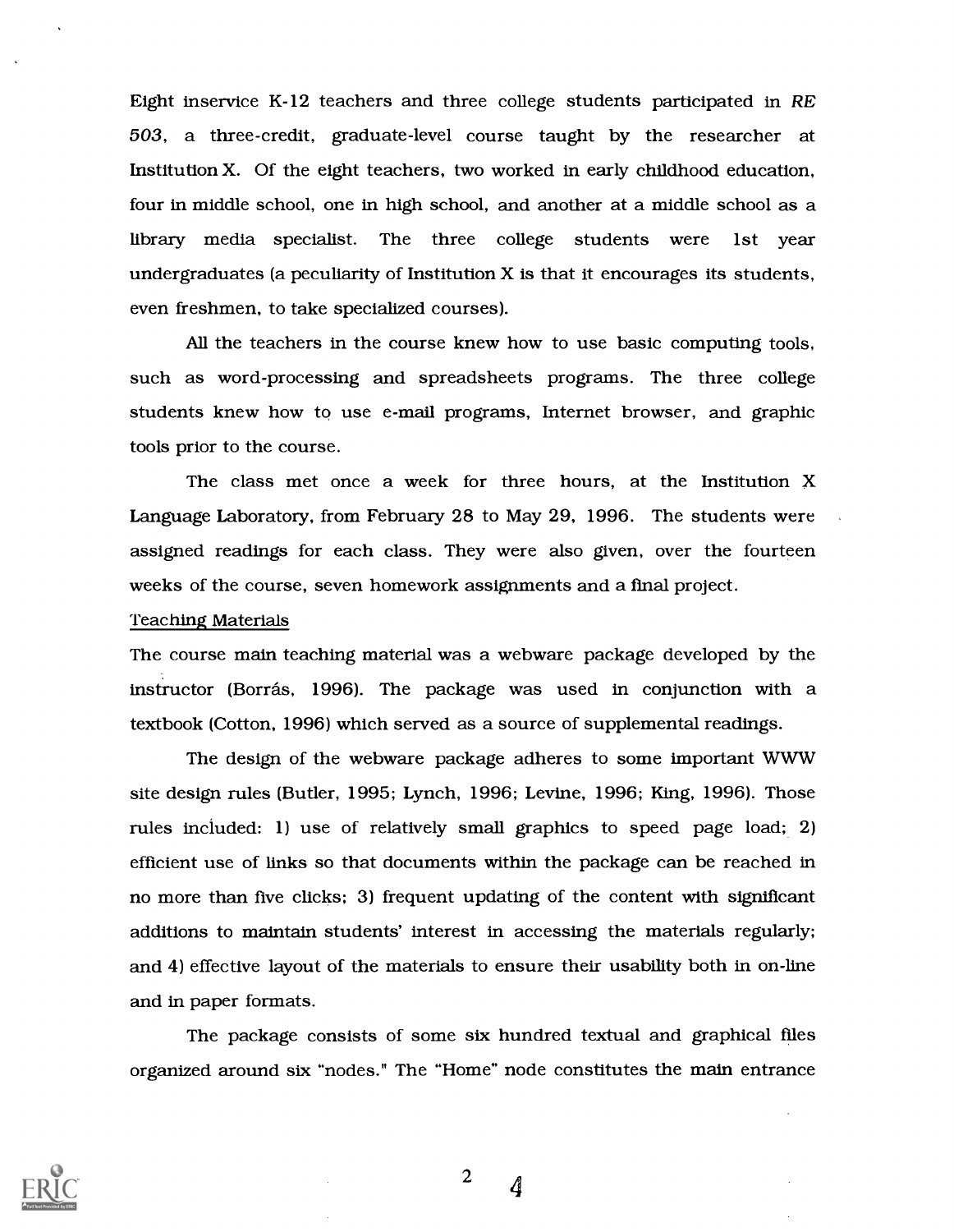Eight inservice K-12 teachers and three college students participated in *RE 503*, a three-credit, graduate-level course taught by the researcher at Institution X. Of the eight teachers, two worked in early childhood education, four in middle school, one in high school, and another at a middle school as a library media specialist. The three college students were 1st year undergraduates (a peculiarity of Institution X is that it encourages its students, even freshmen, to take specialized courses).

All the teachers in the course knew how to use basic computing tools, such as word-processing and spreadsheets programs. The three college students knew how to use e-mail programs, Internet browser, and graphic tools prior to the course.

The class met once a week for three hours, at the Institution X Language Laboratory, from February 28 to May 29, 1996. The students were assigned readings for each class. They were also given, over the fourteen weeks of the course, seven homework assignments and a final project.

Teaching Materials

The course main teaching material was a webware package developed by the instructor (Borrás, 1996). The package was used in conjunction with a textbook (Cotton, 1996) which served as a source of supplemental readings.

The design of the webware package adheres to some important WWW site design rules (Butler, 1995; Lynch, 1996; Levine, 1996; King, 1996). Those rules included: 1) use of relatively small graphics to speed page load; 2) efficient use of links so that documents within the package can be reached in no more than five clicks; 3) frequent updating of the content with significant additions to maintain students' interest in accessing the materials regularly; and 4) effective layout of the materials to ensure their usability both in on-line and in paper formats.

The package consists of some six hundred textual and graphical files organized around six "nodes." The "Home" node constitutes the main entrance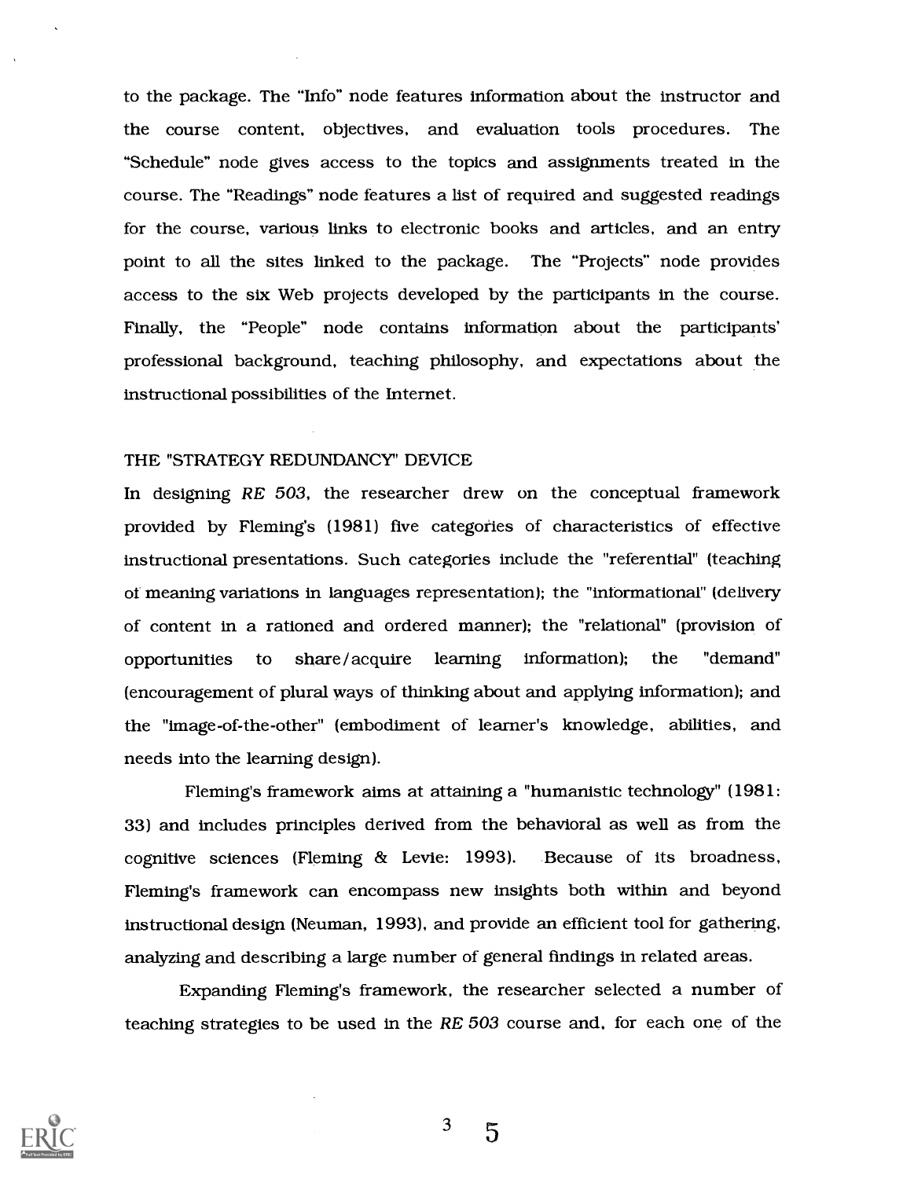to the package. The "Info" node features information about the instructor and the course content, objectives, and evaluation tools procedures. The "Schedule" node gives access to the topics and assignments treated in the course. The "Readings" node features a list of required and suggested readings for the course, various links to electronic books and articles, and an entry point to all the sites linked to the package. The "Projects" node provides access to the six Web projects developed by the participants in the course. Finally, the "People" node contains information about the participants' professional background, teaching philosophy, and expectations about the instructional possibilities of the Internet.

## THE "STRATEGY REDUNDANCY" DEVICE

In designing *RE 503*, the researcher drew on the conceptual framework provided by Fleming's (1981) five categories of characteristics of effective instructional presentations. Such categories include the "referential" (teaching of meaning variations in languages representation); the "informational" (delivery of content in a rationed and ordered manner); the "relational" (provision of opportunities to share/acquire learning information); the "demand" (encouragement of plural ways of thinking about and applying information); and the "image-of-the-other" (embodiment of learner's knowledge, abilities, and needs into the learning design).

Fleming's framework aims at attaining a "humanistic technology" (1981: 33) and includes principles derived from the behavioral as well as from the cognitive sciences (Fleming & Levie: 1993). Because of its broadness, Fleming's framework can encompass new insights both within and beyond instructional design (Neuman, 1993), and provide an efficient tool for gathering, analyzing and describing a large number of general findings in related areas.

Expanding Fleming's framework, the researcher selected a number of teaching strategies to be used in the *RE 503* course and, for each one of the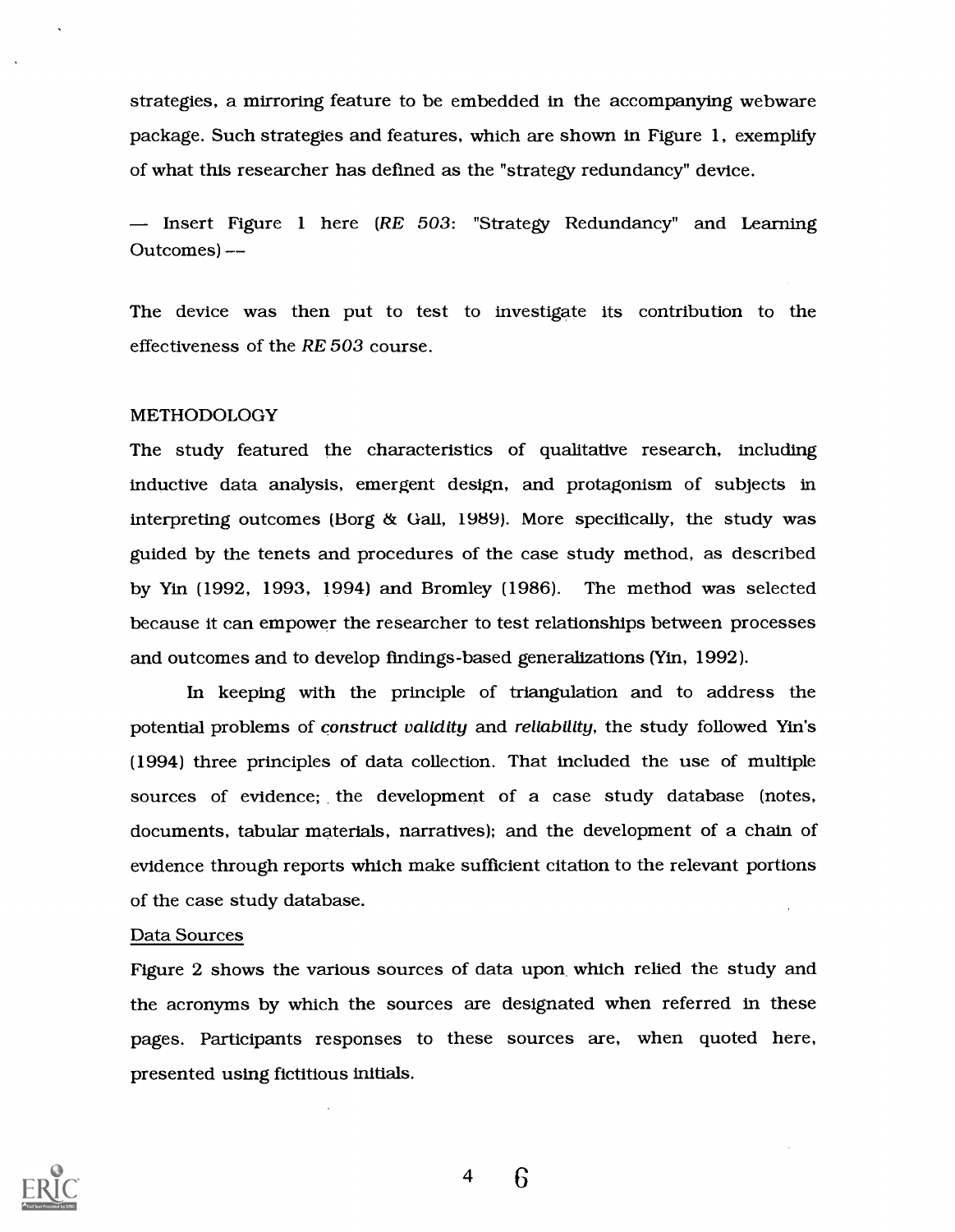strategies, a mirroring feature to be embedded in the accompanying webware package. Such strategies and features, which are shown in Figure 1, exemplify of what this researcher has defined as the "strategy redundancy" device.

— Insert Figure 1 here (*RE 503*: "Strategy Redundancy" and Learning Outcomes) —

The device was then put to test to investigate its contribution to the effectiveness of the *RE 503* course.

## METHODOLOGY

The study featured the characteristics of qualitative research, including inductive data analysis, emergent design, and protagonism of subjects in interpreting outcomes (Borg & Gall, 1989). More specifically, the study was guided by the tenets and procedures of the case study method, as described by Yin (1992, 1993, 1994) and Bromley (1986). The method was selected because it can empower the researcher to test relationships between processes and outcomes and to develop findings-based generalizations (Yin, 1992).

In keeping with the principle of triangulation and to address the potential problems of *construct validity* and *reliability*, the study followed Yin's (1994) three principles of data collection. That included the use of multiple sources of evidence; the development of a case study database (notes, documents, tabular materials, narratives); and the development of a chain of evidence through reports which make sufficient citation to the relevant portions of the case study database.

### Data Sources

Figure 2 shows the various sources of data upon which relied the study and the acronyms by which the sources are designated when referred in these pages. Participants responses to these sources are, when quoted here, presented using fictitious initials.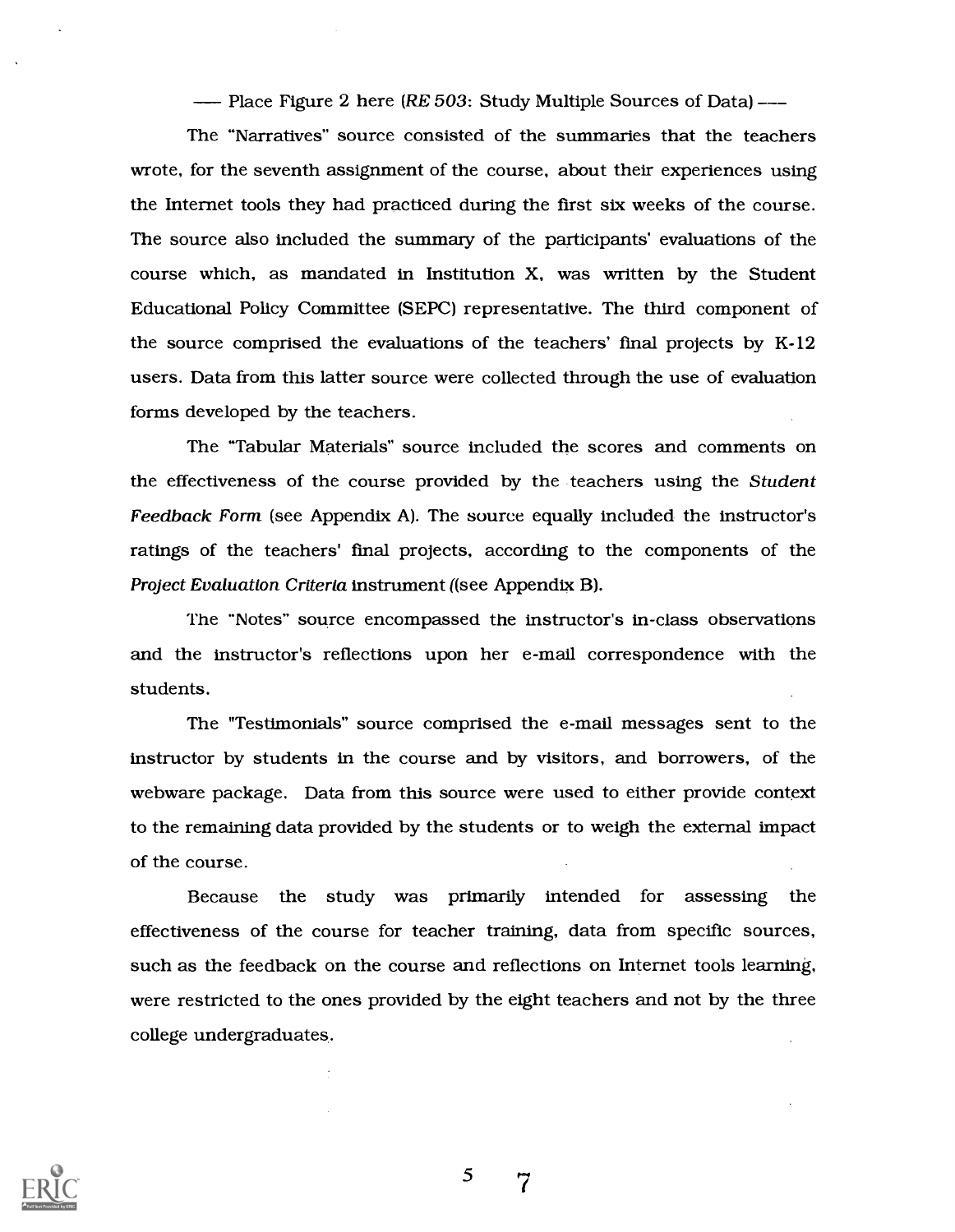—— Place Figure 2 here (*RE 503*: Study Multiple Sources of Data) ——

The "Narratives" source consisted of the summaries that the teachers wrote, for the seventh assignment of the course, about their experiences using the Internet tools they had practiced during the first six weeks of the course. The source also included the summary of the participants' evaluations of the course which, as mandated in Institution X, was written by the Student Educational Policy Committee (SEPC) representative. The third component of the source comprised the evaluations of the teachers' final projects by K-12 users. Data from this latter source were collected through the use of evaluation forms developed by the teachers.

The "Tabular Materials" source included the scores and comments on the effectiveness of the course provided by the teachers using the *Student Feedback Form* (see Appendix A). The source equally included the instructor's ratings of the teachers' final projects, according to the components of the *Project Evaluation Criteria* instrument ((see Appendix B).

The "Notes" source encompassed the instructor's in-class observations and the instructor's reflections upon her e-mail correspondence with the students.

The "Testimonials" source comprised the e-mail messages sent to the instructor by students in the course and by visitors, and borrowers, of the webware package. Data from this source were used to either provide context to the remaining data provided by the students or to weigh the external impact of the course.

Because the study was primarily intended for assessing the effectiveness of the course for teacher training, data from specific sources, such as the feedback on the course and reflections on Internet tools learning, were restricted to the ones provided by the eight teachers and not by the three college undergraduates.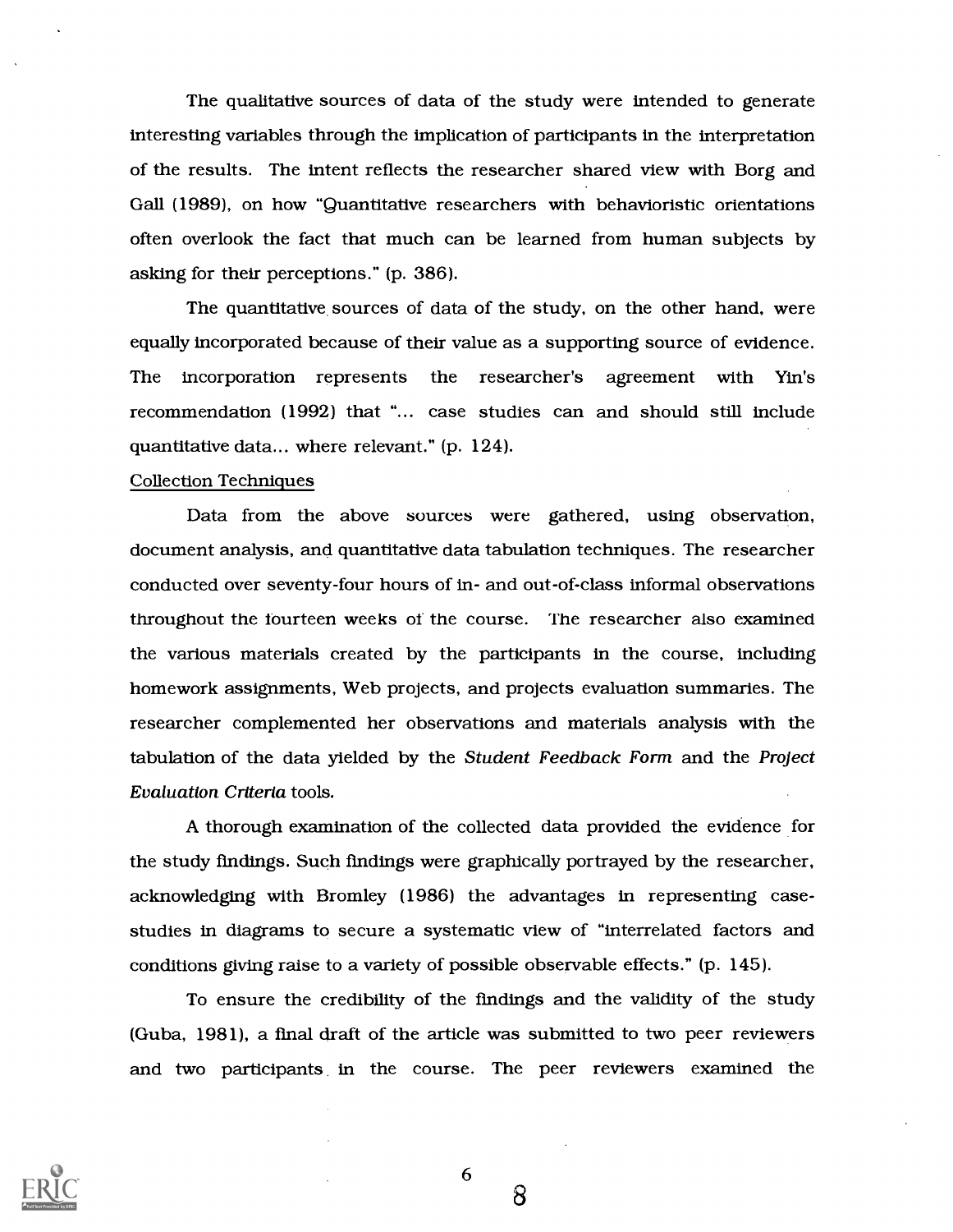The qualitative sources of data of the study were intended to generate interesting variables through the implication of participants in the interpretation of the results. The intent reflects the researcher shared view with Borg and Gall (1989), on how "Quantitative researchers with behavioristic orientations often overlook the fact that much can be learned from human subjects by asking for their perceptions." (p. 386).

The quantitative sources of data of the study, on the other hand, were equally incorporated because of their value as a supporting source of evidence. The incorporation represents the researcher's agreement with Yin's recommendation (1992) that "... case studies can and should still include quantitative data... where relevant." (p. 124).

Collection Techniques

Data from the above sources were gathered, using observation, document analysis, and quantitative data tabulation techniques. The researcher conducted over seventy-four hours of in- and out-of-class informal observations throughout the fourteen weeks of the course. The researcher also examined the various materials created by the participants in the course, including homework assignments, Web projects, and projects evaluation summaries. The researcher complemented her observations and materials analysis with the tabulation of the data yielded by the *Student Feedback Form* and the *Project Evaluation Criteria* tools.

A thorough examination of the collected data provided the evidence for the study findings. Such findings were graphically portrayed by the researcher, acknowledging with Bromley (1986) the advantages in representing case-studies in diagrams to secure a systematic view of "interrelated factors and conditions giving raise to a variety of possible observable effects." (p. 145).

To ensure the credibility of the findings and the validity of the study (Guba, 1981), a final draft of the article was submitted to two peer reviewers and two participants in the course. The peer reviewers examined the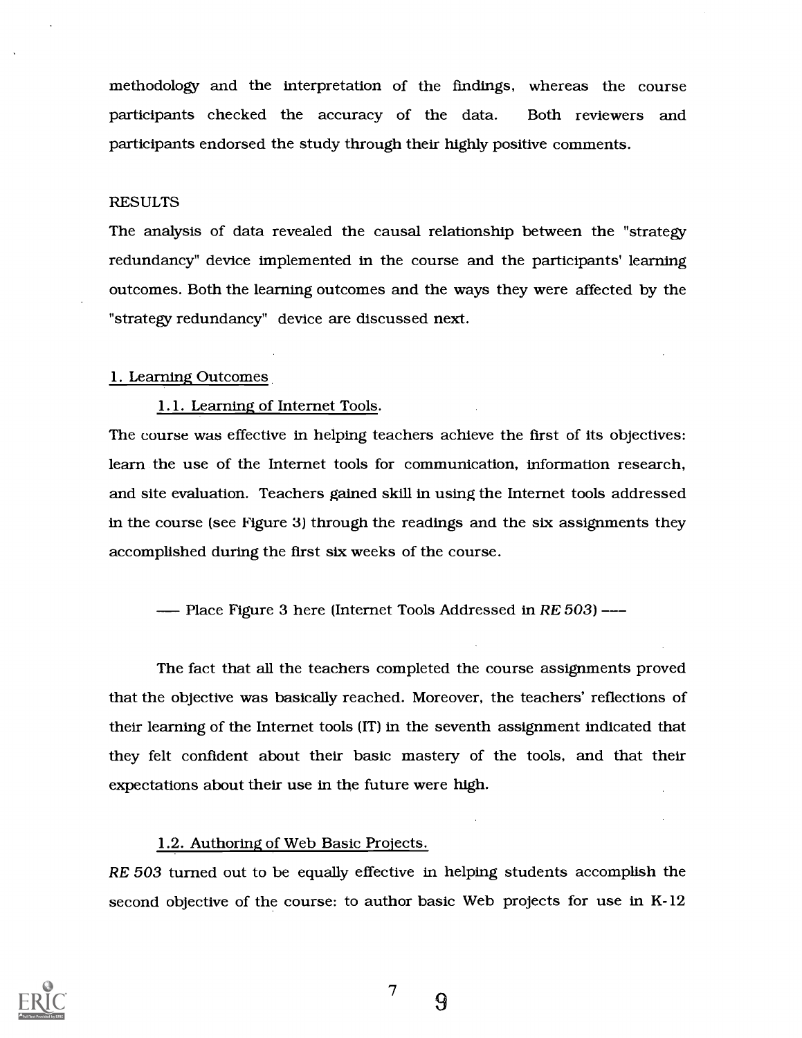methodology and the interpretation of the findings, whereas the course participants checked the accuracy of the data. Both reviewers and participants endorsed the study through their highly positive comments.

## RESULTS

The analysis of data revealed the causal relationship between the "strategy redundancy" device implemented in the course and the participants' learning outcomes. Both the learning outcomes and the ways they were affected by the "strategy redundancy" device are discussed next.

### 1. Learning Outcomes

#### 1.1. Learning of Internet Tools.

The course was effective in helping teachers achieve the first of its objectives: learn the use of the Internet tools for communication, information research, and site evaluation. Teachers gained skill in using the Internet tools addressed in the course (see Figure 3) through the readings and the six assignments they accomplished during the first six weeks of the course.

---- Place Figure 3 here (Internet Tools Addressed in *RE 503*) ----

The fact that all the teachers completed the course assignments proved that the objective was basically reached. Moreover, the teachers' reflections of their learning of the Internet tools (IT) in the seventh assignment indicated that they felt confident about their basic mastery of the tools, and that their expectations about their use in the future were high.

#### 1.2. Authoring of Web Basic Projects.

*RE 503* turned out to be equally effective in helping students accomplish the second objective of the course: to author basic Web projects for use in K-12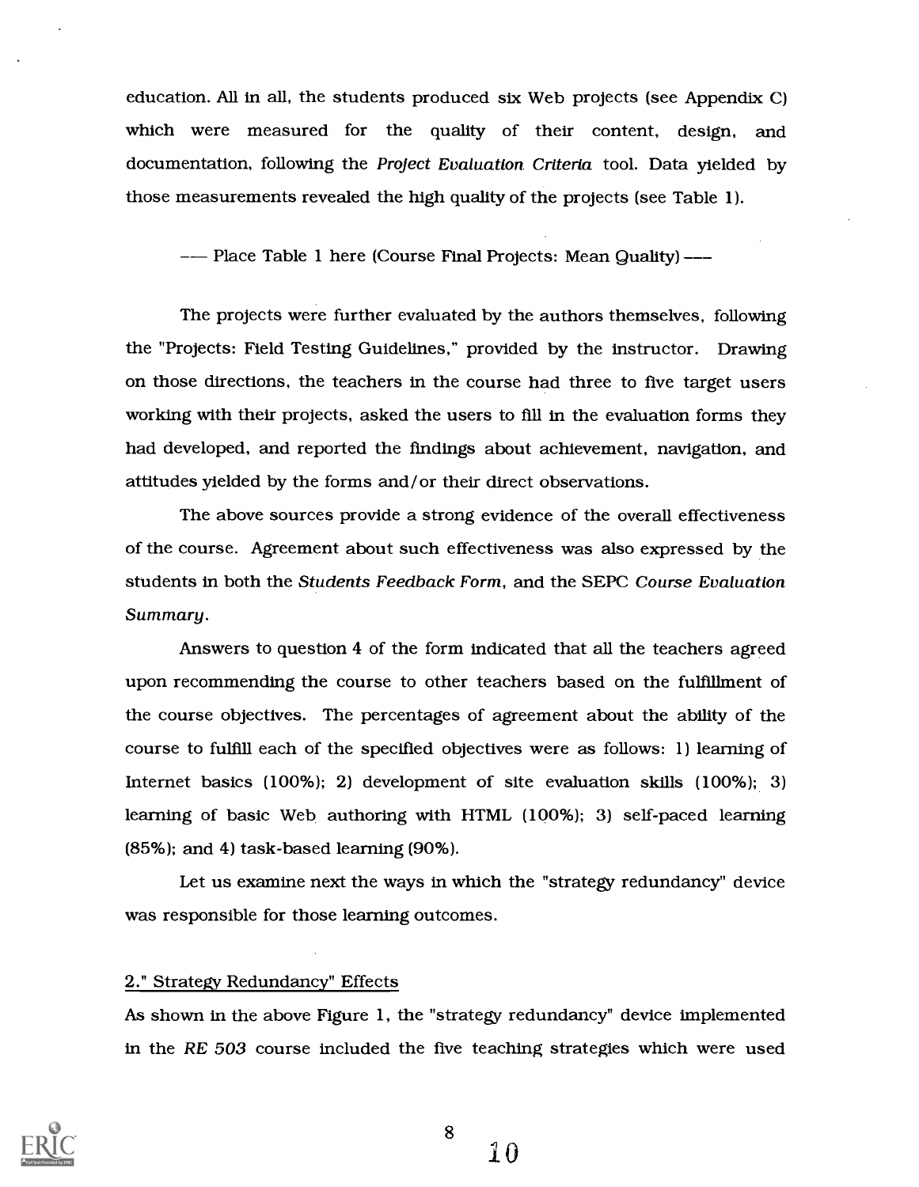education. All in all, the students produced six Web projects (see Appendix C) which were measured for the quality of their content, design, and documentation, following the *Project Evaluation Criteria* tool. Data yielded by those measurements revealed the high quality of the projects (see Table 1).

--- Place Table 1 here (Course Final Projects: Mean Quality) ---

The projects were further evaluated by the authors themselves, following the "Projects: Field Testing Guidelines," provided by the instructor. Drawing on those directions, the teachers in the course had three to five target users working with their projects, asked the users to fill in the evaluation forms they had developed, and reported the findings about achievement, navigation, and attitudes yielded by the forms and/or their direct observations.

The above sources provide a strong evidence of the overall effectiveness of the course. Agreement about such effectiveness was also expressed by the students in both the *Students Feedback Form*, and the SEPC *Course Evaluation Summary*.

Answers to question 4 of the form indicated that all the teachers agreed upon recommending the course to other teachers based on the fulfillment of the course objectives. The percentages of agreement about the ability of the course to fulfill each of the specified objectives were as follows: 1) learning of Internet basics (100%); 2) development of site evaluation skills (100%); 3) learning of basic Web authoring with HTML (100%); 3) self-paced learning (85%); and 4) task-based learning (90%).

Let us examine next the ways in which the "strategy redundancy" device was responsible for those learning outcomes.

## 2." Strategy Redundancy" Effects

As shown in the above Figure 1, the "strategy redundancy" device implemented in the *RE 503* course included the five teaching strategies which were used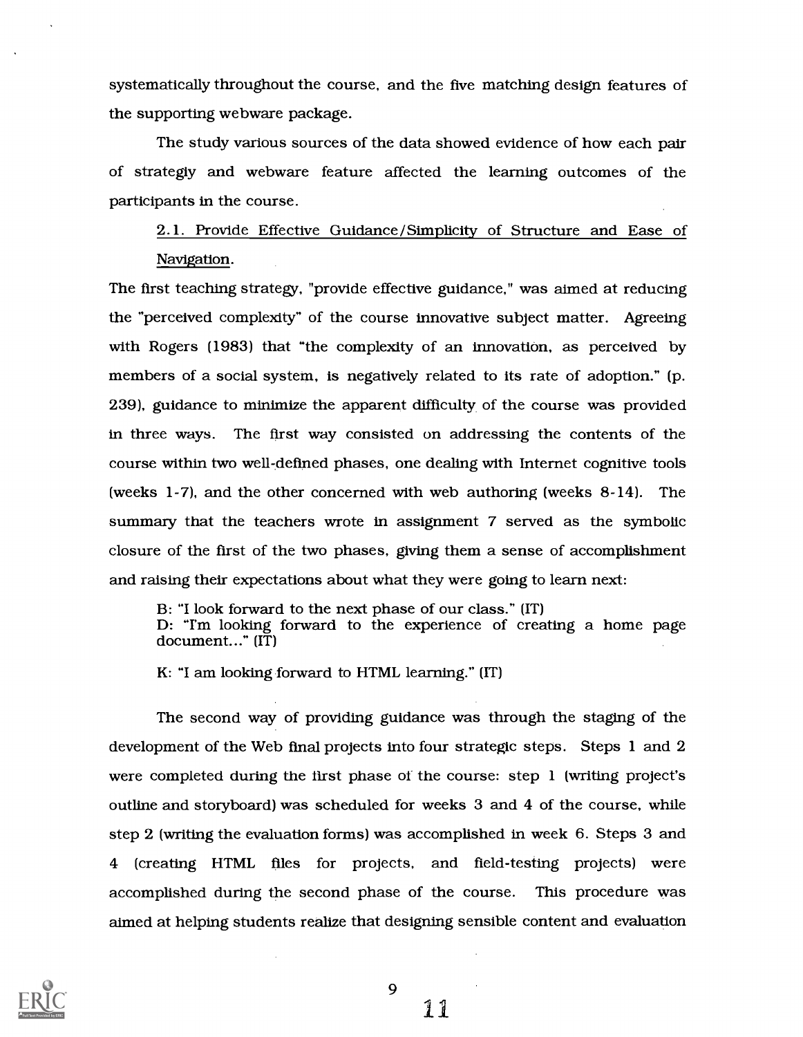systematically throughout the course, and the five matching design features of the supporting webware package.

The study various sources of the data showed evidence of how each pair of strategiy and webware feature affected the learning outcomes of the participants in the course.

2.1. Provide Effective Guidance/Simplicity of Structure and Ease of Navigation.

The first teaching strategy, "provide effective guidance," was aimed at reducing the "perceived complexity" of the course innovative subject matter. Agreeing with Rogers (1983) that "the complexity of an innovation, as perceived by members of a social system, is negatively related to its rate of adoption." (p. 239), guidance to minimize the apparent difficulty of the course was provided in three ways. The first way consisted on addressing the contents of the course within two well-defined phases, one dealing with Internet cognitive tools (weeks 1-7), and the other concerned with web authoring (weeks 8-14). The summary that the teachers wrote in assignment 7 served as the symbolic closure of the first of the two phases, giving them a sense of accomplishment and raising their expectations about what they were going to learn next:

> B: "I look forward to the next phase of our class." (IT)
> D: "I'm looking forward to the experience of creating a home page document..." (IT)
>
> K: "I am looking forward to HTML learning." (IT)

The second way of providing guidance was through the staging of the development of the Web final projects into four strategic steps. Steps 1 and 2 were completed during the first phase of the course: step 1 (writing project's outline and storyboard) was scheduled for weeks 3 and 4 of the course, while step 2 (writing the evaluation forms) was accomplished in week 6. Steps 3 and 4 (creating HTML files for projects, and field-testing projects) were accomplished during the second phase of the course. This procedure was aimed at helping students realize that designing sensible content and evaluation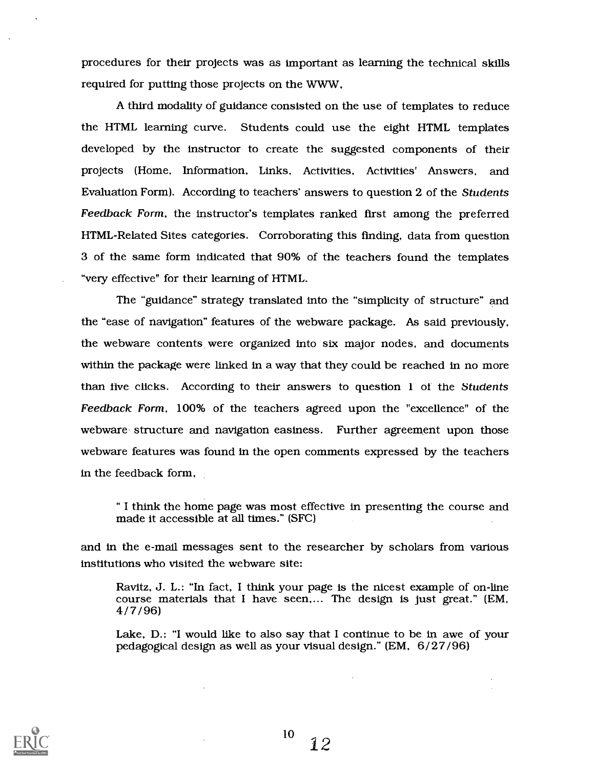procedures for their projects was as important as learning the technical skills required for putting those projects on the WWW.

A third modality of guidance consisted on the use of templates to reduce the HTML learning curve. Students could use the eight HTML templates developed by the instructor to create the suggested components of their projects (Home, Information, Links, Activities, Activities' Answers, and Evaluation Form). According to teachers' answers to question 2 of the *Students Feedback Form*, the instructor's templates ranked first among the preferred HTML-Related Sites categories. Corroborating this finding, data from question 3 of the same form indicated that 90% of the teachers found the templates "very effective" for their learning of HTML.

The "guidance" strategy translated into the "simplicity of structure" and the "ease of navigation" features of the webware package. As said previously, the webware contents were organized into six major nodes, and documents within the package were linked in a way that they could be reached in no more than five clicks. According to their answers to question 1 of the *Students Feedback Form*, 100% of the teachers agreed upon the "excellence" of the webware structure and navigation easiness. Further agreement upon those webware features was found in the open comments expressed by the teachers in the feedback form,

> " I think the home page was most effective in presenting the course and made it accessible at all times." (SFC)

and in the e-mail messages sent to the researcher by scholars from various institutions who visited the webware site:

> Ravitz, J. L.: "In fact, I think your page is the nicest example of on-line course materials that I have seen,... The design is just great." (EM, 4/7/96)

> Lake, D.: "I would like to also say that I continue to be in awe of your pedagogical design as well as your visual design." (EM, 6/27/96)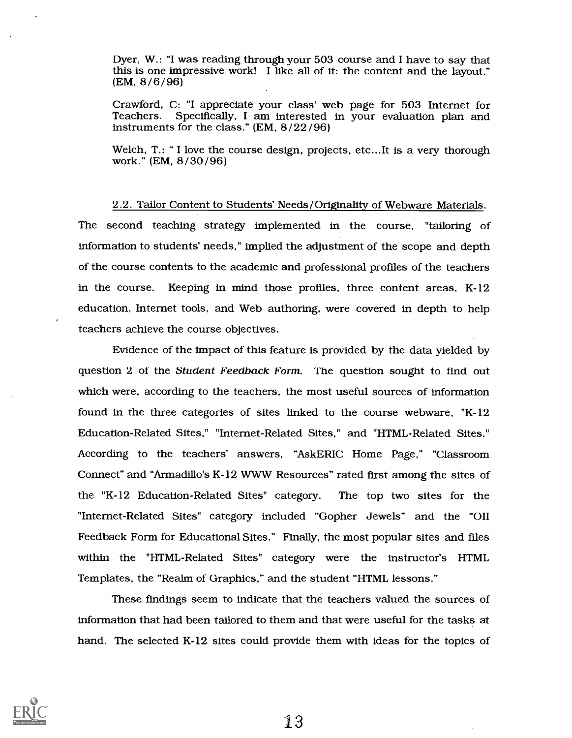Dyer, W.: "I was reading through your 503 course and I have to say that this is one impressive work! I like all of it: the content and the layout." (EM, 8/6/96)

Crawford, C: "I appreciate your class' web page for 503 Internet for Teachers. Specifically, I am interested in your evaluation plan and instruments for the class." (EM, 8/22/96)

Welch, T.: " I love the course design, projects, etc...It is a very thorough work." (EM, 8/30/96)

2.2. Tailor Content to Students' Needs/Originality of Webware Materials. The second teaching strategy implemented in the course, "tailoring of information to students' needs," implied the adjustment of the scope and depth of the course contents to the academic and professional profiles of the teachers in the course. Keeping in mind those profiles, three content areas, K-12 education, Internet tools, and Web authoring, were covered in depth to help teachers achieve the course objectives.

Evidence of the impact of this feature is provided by the data yielded by question 2 of the *Student Feedback Form*. The question sought to find out which were, according to the teachers, the most useful sources of information found in the three categories of sites linked to the course webware, "K-12 Education-Related Sites," "Internet-Related Sites," and "HTML-Related Sites." According to the teachers' answers, "AskERIC Home Page," "Classroom Connect" and "Armadillo's K-12 WWW Resources" rated first among the sites of the "K-12 Education-Related Sites" category. The top two sites for the "Internet-Related Sites" category included "Gopher Jewels" and the "OII Feedback Form for Educational Sites." Finally, the most popular sites and files within the "HTML-Related Sites" category were the instructor's HTML Templates, the "Realm of Graphics," and the student "HTML lessons."

These findings seem to indicate that the teachers valued the sources of information that had been tailored to them and that were useful for the tasks at hand. The selected K-12 sites could provide them with ideas for the topics of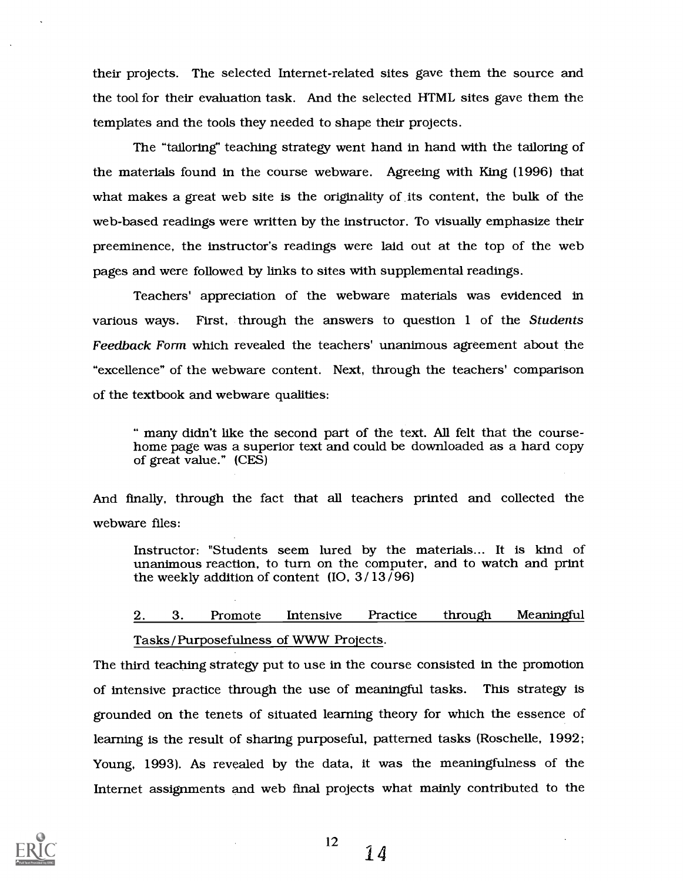their projects. The selected Internet-related sites gave them the source and the tool for their evaluation task. And the selected HTML sites gave them the templates and the tools they needed to shape their projects.

The "tailoring" teaching strategy went hand in hand with the tailoring of the materials found in the course webware. Agreeing with King (1996) that what makes a great web site is the originality of its content, the bulk of the web-based readings were written by the instructor. To visually emphasize their preeminence, the instructor's readings were laid out at the top of the web pages and were followed by links to sites with supplemental readings.

Teachers' appreciation of the webware materials was evidenced in various ways. First, through the answers to question 1 of the *Students Feedback Form* which revealed the teachers' unanimous agreement about the "excellence" of the webware content. Next, through the teachers' comparison of the textbook and webware qualities:

> " many didn't like the second part of the text. All felt that the course-home page was a superior text and could be downloaded as a hard copy of great value." (CES)

And finally, through the fact that all teachers printed and collected the webware files:

> Instructor: "Students seem lured by the materials... It is kind of unanimous reaction, to turn on the computer, and to watch and print the weekly addition of content (IO, 3/13/96)

<u>2. 3. Promote Intensive Practice through Meaningful Tasks/Purposefulness of WWW Projects.</u>

The third teaching strategy put to use in the course consisted in the promotion of intensive practice through the use of meaningful tasks. This strategy is grounded on the tenets of situated learning theory for which the essence of learning is the result of sharing purposeful, patterned tasks (Roschelle, 1992; Young, 1993). As revealed by the data, it was the meaningfulness of the Internet assignments and web final projects what mainly contributed to the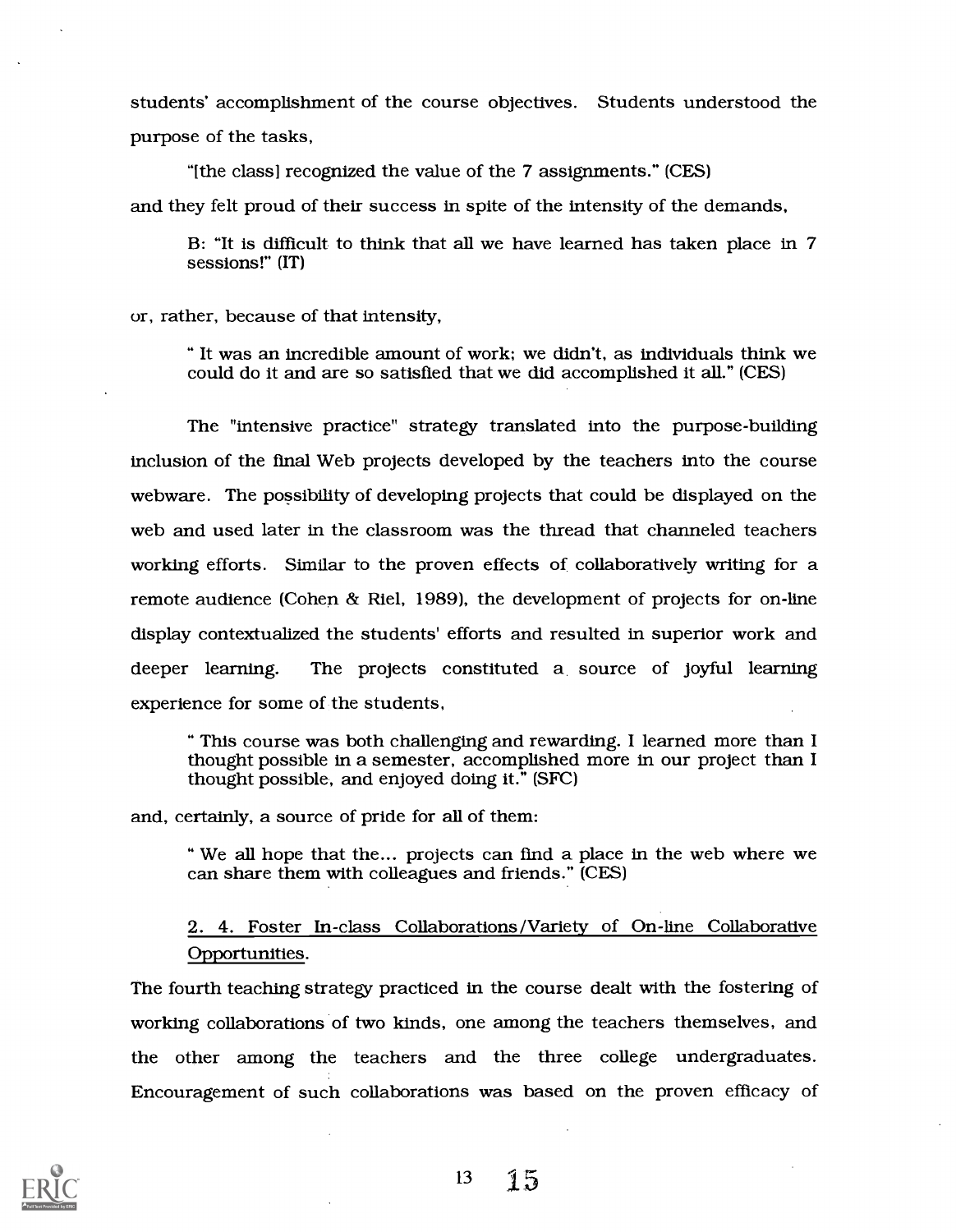students' accomplishment of the course objectives. Students understood the purpose of the tasks,

> "[the class] recognized the value of the 7 assignments." (CES)

and they felt proud of their success in spite of the intensity of the demands,

> B: "It is difficult to think that all we have learned has taken place in 7 sessions!" (IT)

or, rather, because of that intensity,

> " It was an incredible amount of work; we didn't, as individuals think we could do it and are so satisfied that we did accomplished it all." (CES)

The "intensive practice" strategy translated into the purpose-building inclusion of the final Web projects developed by the teachers into the course webware. The possibility of developing projects that could be displayed on the web and used later in the classroom was the thread that channeled teachers working efforts. Similar to the proven effects of collaboratively writing for a remote audience (Cohen & Riel, 1989), the development of projects for on-line display contextualized the students' efforts and resulted in superior work and deeper learning. The projects constituted a source of joyful learning experience for some of the students,

> " This course was both challenging and rewarding. I learned more than I thought possible in a semester, accomplished more in our project than I thought possible, and enjoyed doing it." (SFC)

and, certainly, a source of pride for all of them:

> " We all hope that the... projects can find a place in the web where we can share them with colleagues and friends." (CES)

<u>2. 4. Foster In-class Collaborations/Variety of On-line Collaborative Opportunities.</u>

The fourth teaching strategy practiced in the course dealt with the fostering of working collaborations of two kinds, one among the teachers themselves, and the other among the teachers and the three college undergraduates. Encouragement of such collaborations was based on the proven efficacy of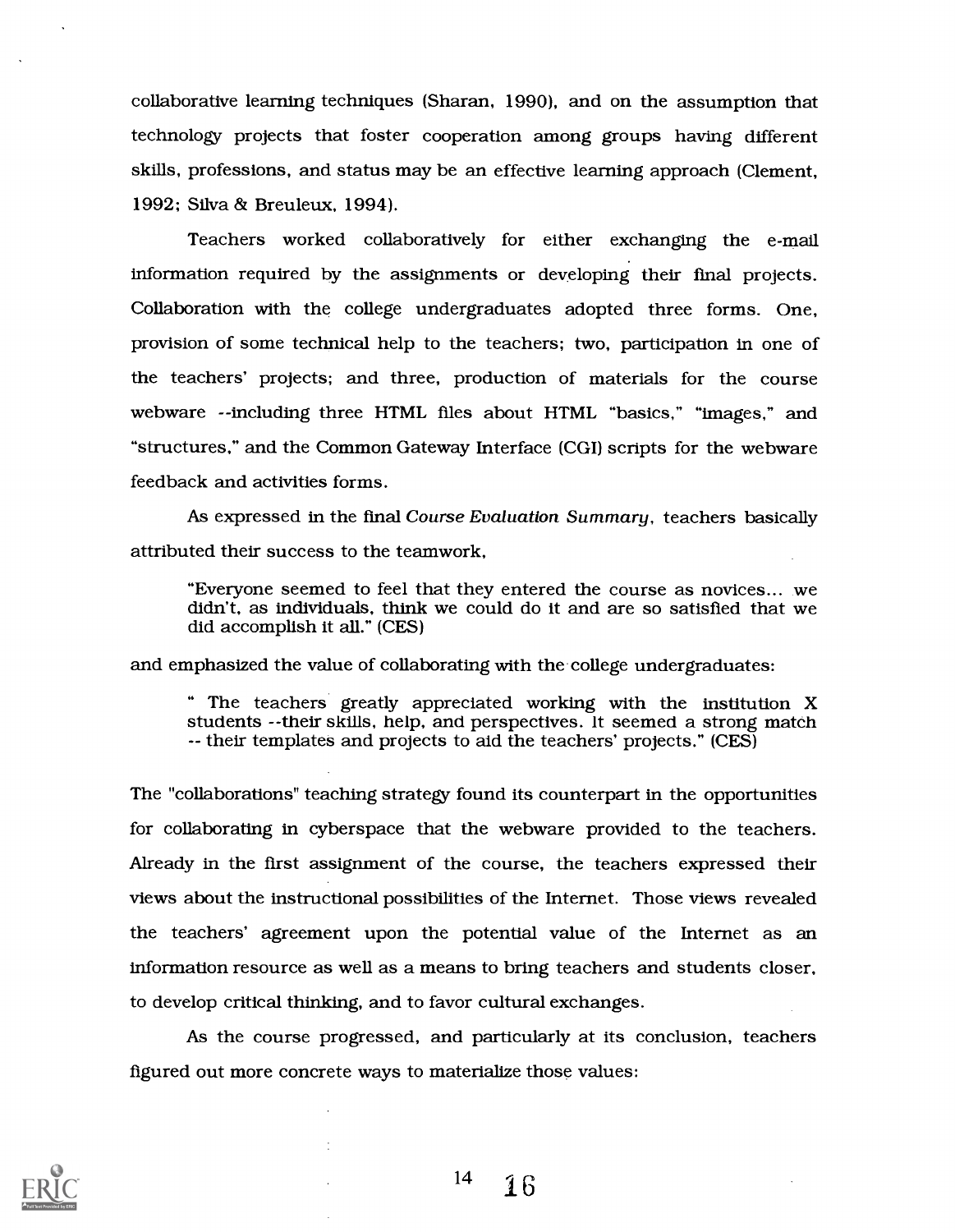collaborative learning techniques (Sharan, 1990), and on the assumption that technology projects that foster cooperation among groups having different skills, professions, and status may be an effective learning approach (Clement, 1992; Silva & Breuleux, 1994).

Teachers worked collaboratively for either exchanging the e-mail information required by the assignments or developing their final projects. Collaboration with the college undergraduates adopted three forms. One, provision of some technical help to the teachers; two, participation in one of the teachers' projects; and three, production of materials for the course webware --including three HTML files about HTML "basics," "images," and "structures," and the Common Gateway Interface (CGI) scripts for the webware feedback and activities forms.

As expressed in the final *Course Evaluation Summary*, teachers basically attributed their success to the teamwork,

> "Everyone seemed to feel that they entered the course as novices... we didn't, as individuals, think we could do it and are so satisfied that we did accomplish it all." (CES)

and emphasized the value of collaborating with the college undergraduates:

> " The teachers greatly appreciated working with the institution X students --their skills, help, and perspectives. It seemed a strong match -- their templates and projects to aid the teachers' projects." (CES)

The "collaborations" teaching strategy found its counterpart in the opportunities for collaborating in cyberspace that the webware provided to the teachers. Already in the first assignment of the course, the teachers expressed their views about the instructional possibilities of the Internet. Those views revealed the teachers' agreement upon the potential value of the Internet as an information resource as well as a means to bring teachers and students closer, to develop critical thinking, and to favor cultural exchanges.

As the course progressed, and particularly at its conclusion, teachers figured out more concrete ways to materialize those values: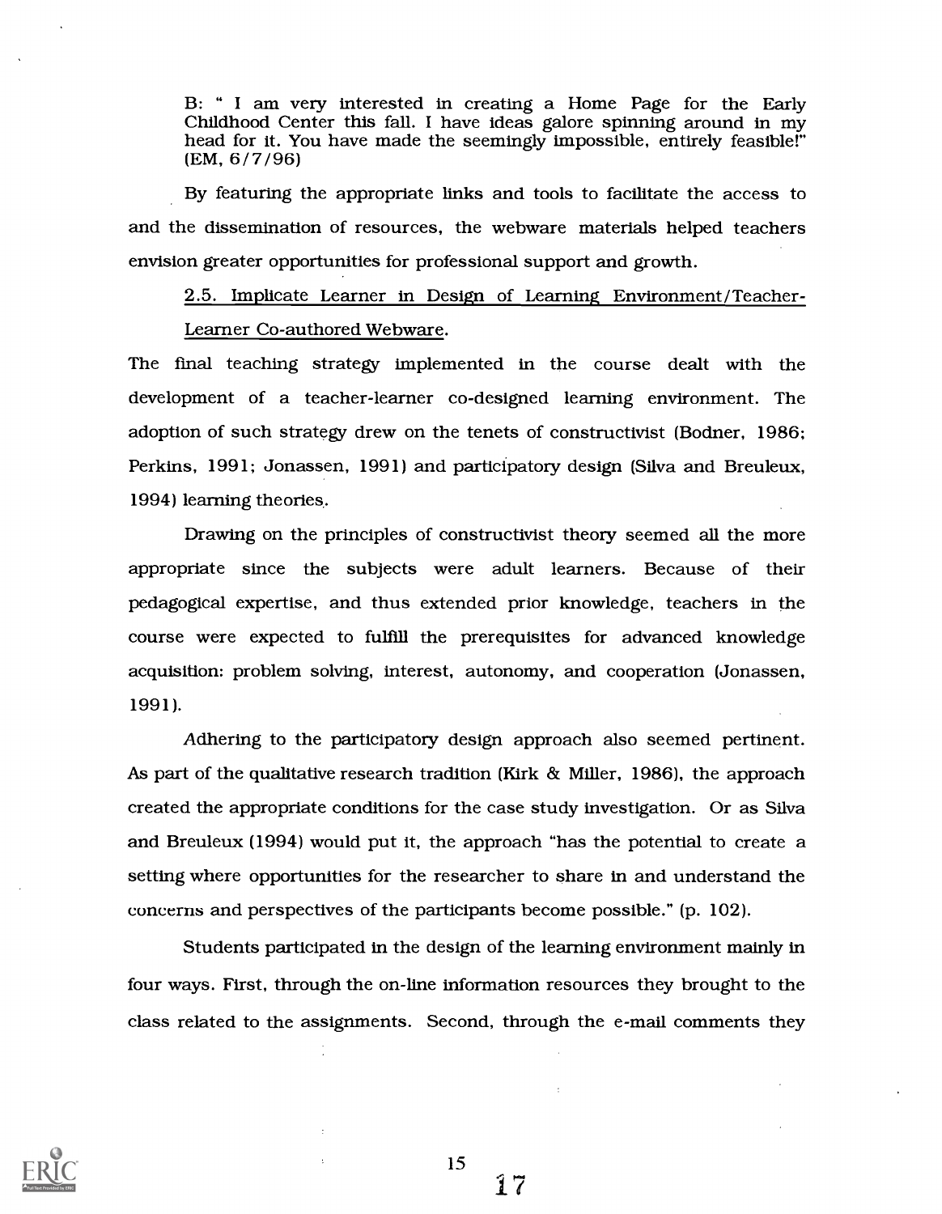B: " I am very interested in creating a Home Page for the Early Childhood Center this fall. I have ideas galore spinning around in my head for it. You have made the seemingly impossible, entirely feasible!" (EM, 6/7/96)

By featuring the appropriate links and tools to facilitate the access to and the dissemination of resources, the webware materials helped teachers envision greater opportunities for professional support and growth.

2.5. <u>Implicate Learner in Design of Learning Environment/Teacher-Learner Co-authored Webware.</u>

The final teaching strategy implemented in the course dealt with the development of a teacher-learner co-designed learning environment. The adoption of such strategy drew on the tenets of constructivist (Bodner, 1986; Perkins, 1991; Jonassen, 1991) and participatory design (Silva and Breuleux, 1994) learning theories.

Drawing on the principles of constructivist theory seemed all the more appropriate since the subjects were adult learners. Because of their pedagogical expertise, and thus extended prior knowledge, teachers in the course were expected to fulfill the prerequisites for advanced knowledge acquisition: problem solving, interest, autonomy, and cooperation (Jonassen, 1991).

Adhering to the participatory design approach also seemed pertinent. As part of the qualitative research tradition (Kirk & Miller, 1986), the approach created the appropriate conditions for the case study investigation. Or as Silva and Breuleux (1994) would put it, the approach "has the potential to create a setting where opportunities for the researcher to share in and understand the concerns and perspectives of the participants become possible." (p. 102).

Students participated in the design of the learning environment mainly in four ways. First, through the on-line information resources they brought to the class related to the assignments. Second, through the e-mail comments they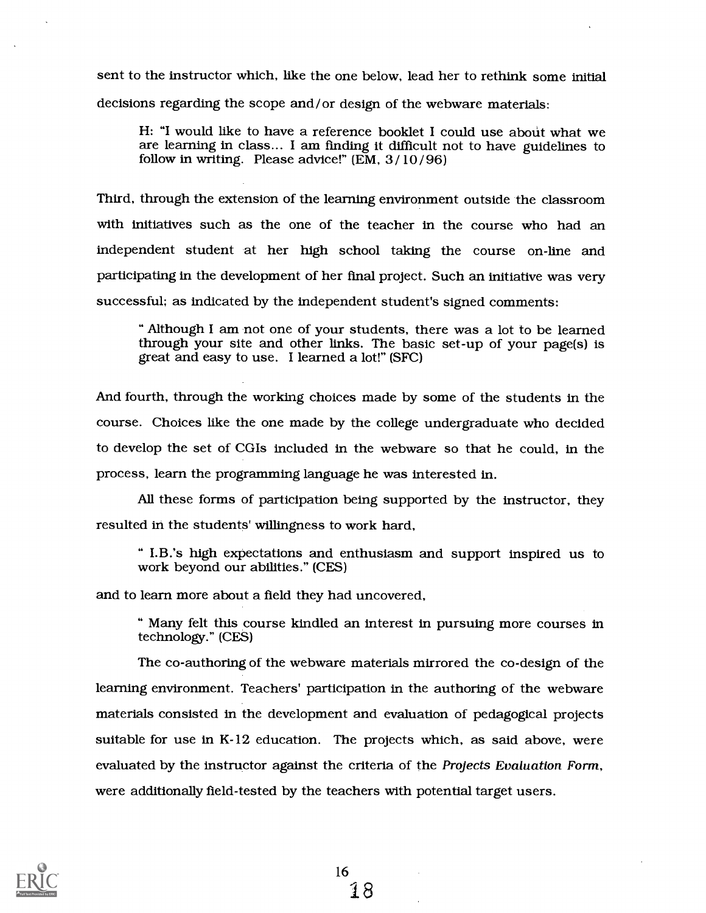sent to the instructor which, like the one below, lead her to rethink some initial decisions regarding the scope and/or design of the webware materials:

> H: "I would like to have a reference booklet I could use about what we are learning in class... I am finding it difficult not to have guidelines to follow in writing. Please advice!" (EM, 3/10/96)

Third, through the extension of the learning environment outside the classroom with initiatives such as the one of the teacher in the course who had an independent student at her high school taking the course on-line and participating in the development of her final project. Such an initiative was very successful; as indicated by the independent student's signed comments:

> " Although I am not one of your students, there was a lot to be learned through your site and other links. The basic set-up of your page(s) is great and easy to use. I learned a lot!" (SFC)

And fourth, through the working choices made by some of the students in the course. Choices like the one made by the college undergraduate who decided to develop the set of CGIs included in the webware so that he could, in the process, learn the programming language he was interested in.

All these forms of participation being supported by the instructor, they resulted in the students' willingness to work hard,

> " I.B.'s high expectations and enthusiasm and support inspired us to work beyond our abilities." (CES)

and to learn more about a field they had uncovered,

> " Many felt this course kindled an interest in pursuing more courses in technology." (CES)

The co-authoring of the webware materials mirrored the co-design of the learning environment. Teachers' participation in the authoring of the webware materials consisted in the development and evaluation of pedagogical projects suitable for use in K-12 education. The projects which, as said above, were evaluated by the instructor against the criteria of the *Projects Evaluation Form*, were additionally field-tested by the teachers with potential target users.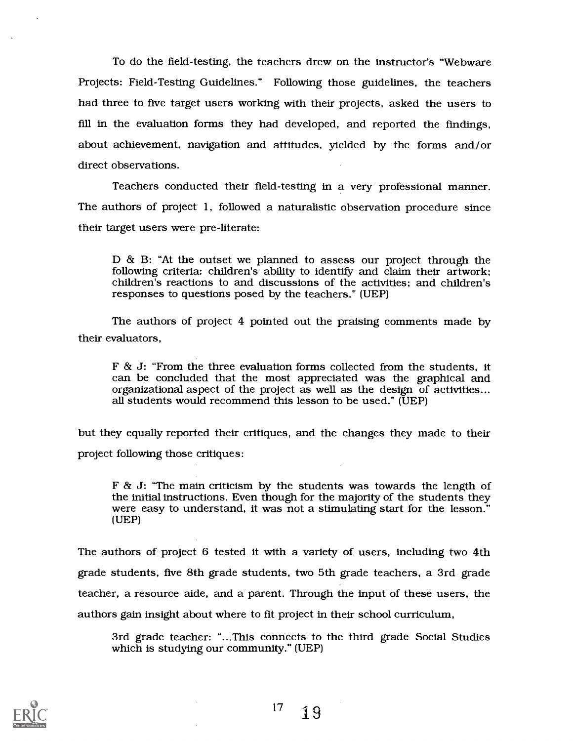To do the field-testing, the teachers drew on the instructor's "Webware Projects: Field-Testing Guidelines." Following those guidelines, the teachers had three to five target users working with their projects, asked the users to fill in the evaluation forms they had developed, and reported the findings, about achievement, navigation and attitudes, yielded by the forms and/or direct observations.

Teachers conducted their field-testing in a very professional manner. The authors of project 1, followed a naturalistic observation procedure since their target users were pre-literate:

> D & B: "At the outset we planned to assess our project through the following criteria: children's ability to identify and claim their artwork; children's reactions to and discussions of the activities; and children's responses to questions posed by the teachers." (UEP)

The authors of project 4 pointed out the praising comments made by their evaluators,

> F & J: "From the three evaluation forms collected from the students, it can be concluded that the most appreciated was the graphical and organizational aspect of the project as well as the design of activities... all students would recommend this lesson to be used." (UEP)

but they equally reported their critiques, and the changes they made to their project following those critiques:

> F & J: "The main criticism by the students was towards the length of the initial instructions. Even though for the majority of the students they were easy to understand, it was not a stimulating start for the lesson." (UEP)

The authors of project 6 tested it with a variety of users, including two 4th grade students, five 8th grade students, two 5th grade teachers, a 3rd grade teacher, a resource aide, and a parent. Through the input of these users, the authors gain insight about where to fit project in their school curriculum,

> 3rd grade teacher: "...This connects to the third grade Social Studies which is studying our community." (UEP)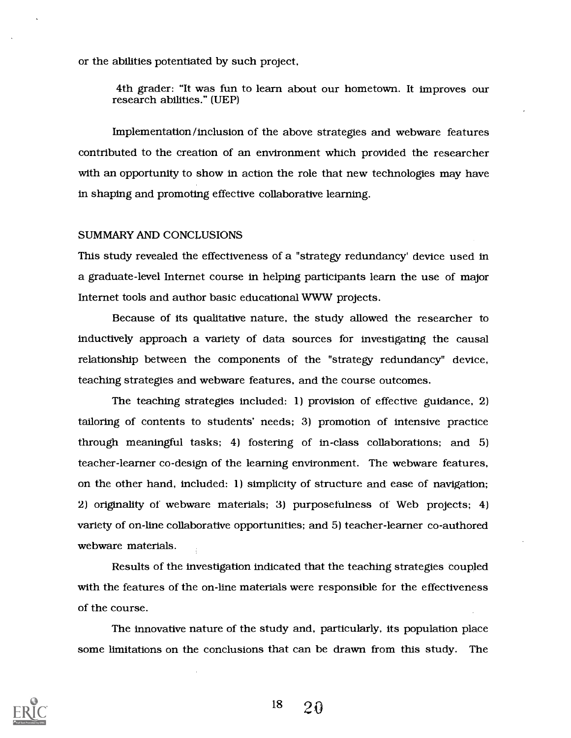or the abilities potentiated by such project,

> 4th grader: "It was fun to learn about our hometown. It improves our research abilities." (UEP)

Implementation/inclusion of the above strategies and webware features contributed to the creation of an environment which provided the researcher with an opportunity to show in action the role that new technologies may have in shaping and promoting effective collaborative learning.

## SUMMARY AND CONCLUSIONS

This study revealed the effectiveness of a "strategy redundancy' device used in a graduate-level Internet course in helping participants learn the use of major Internet tools and author basic educational WWW projects.

Because of its qualitative nature, the study allowed the researcher to inductively approach a variety of data sources for investigating the causal relationship between the components of the "strategy redundancy" device, teaching strategies and webware features, and the course outcomes.

The teaching strategies included: 1) provision of effective guidance, 2) tailoring of contents to students' needs; 3) promotion of intensive practice through meaningful tasks; 4) fostering of in-class collaborations; and 5) teacher-learner co-design of the learning environment. The webware features, on the other hand, included: 1) simplicity of structure and ease of navigation; 2) originality of webware materials; 3) purposefulness of Web projects; 4) variety of on-line collaborative opportunities; and 5) teacher-learner co-authored webware materials.

Results of the investigation indicated that the teaching strategies coupled with the features of the on-line materials were responsible for the effectiveness of the course.

The innovative nature of the study and, particularly, its population place some limitations on the conclusions that can be drawn from this study. The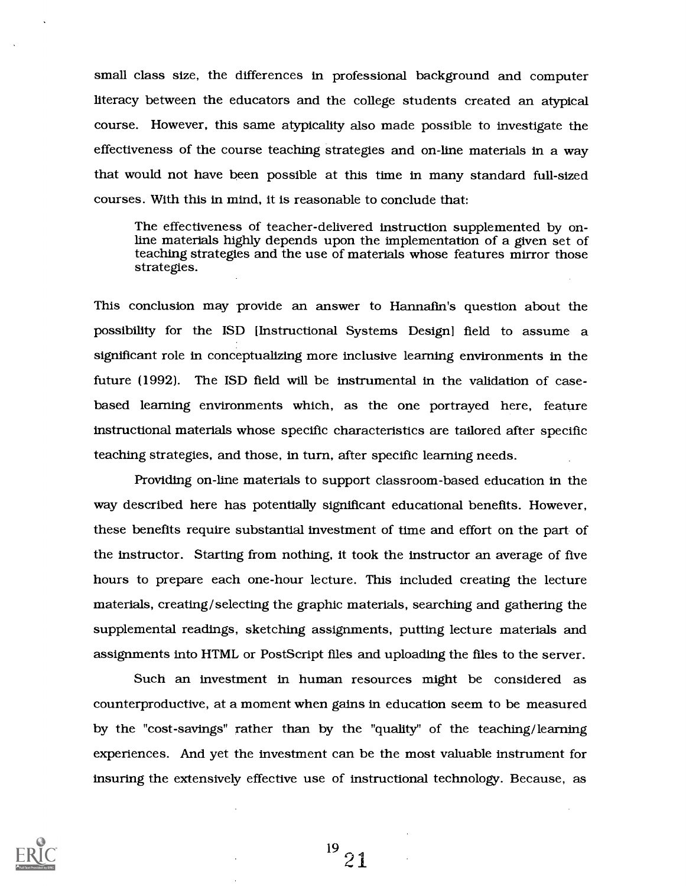small class size, the differences in professional background and computer literacy between the educators and the college students created an atypical course. However, this same atypicality also made possible to investigate the effectiveness of the course teaching strategies and on-line materials in a way that would not have been possible at this time in many standard full-sized courses. With this in mind, it is reasonable to conclude that:

> The effectiveness of teacher-delivered instruction supplemented by on-line materials highly depends upon the implementation of a given set of teaching strategies and the use of materials whose features mirror those strategies.

This conclusion may provide an answer to Hannafin's question about the possibility for the ISD [Instructional Systems Design] field to assume a significant role in conceptualizing more inclusive learning environments in the future (1992). The ISD field will be instrumental in the validation of case-based learning environments which, as the one portrayed here, feature instructional materials whose specific characteristics are tailored after specific teaching strategies, and those, in turn, after specific learning needs.

Providing on-line materials to support classroom-based education in the way described here has potentially significant educational benefits. However, these benefits require substantial investment of time and effort on the part of the instructor. Starting from nothing, it took the instructor an average of five hours to prepare each one-hour lecture. This included creating the lecture materials, creating/selecting the graphic materials, searching and gathering the supplemental readings, sketching assignments, putting lecture materials and assignments into HTML or PostScript files and uploading the files to the server.

Such an investment in human resources might be considered as counterproductive, at a moment when gains in education seem to be measured by the "cost-savings" rather than by the "quality" of the teaching/learning experiences. And yet the investment can be the most valuable instrument for insuring the extensively effective use of instructional technology. Because, as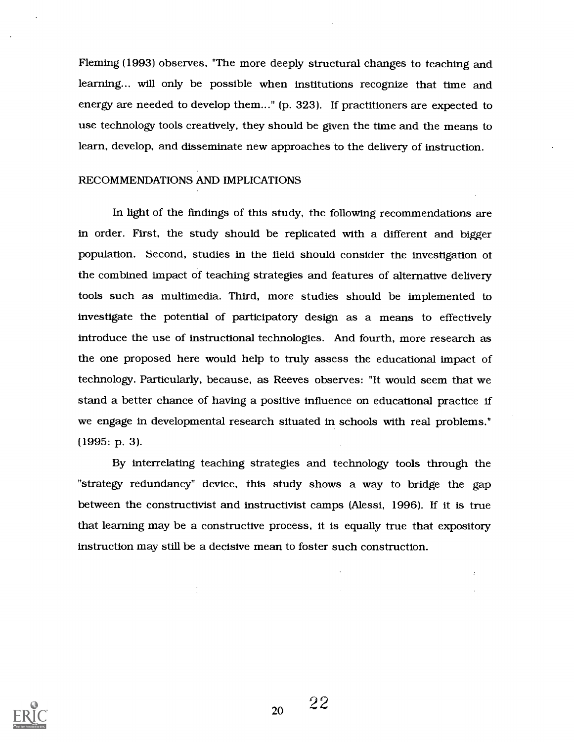Fleming (1993) observes, "The more deeply structural changes to teaching and learning... will only be possible when institutions recognize that time and energy are needed to develop them..." (p. 323). If practitioners are expected to use technology tools creatively, they should be given the time and the means to learn, develop, and disseminate new approaches to the delivery of instruction.

## RECOMMENDATIONS AND IMPLICATIONS

In light of the findings of this study, the following recommendations are in order. First, the study should be replicated with a different and bigger population. Second, studies in the field should consider the investigation of the combined impact of teaching strategies and features of alternative delivery tools such as multimedia. Third, more studies should be implemented to investigate the potential of participatory design as a means to effectively introduce the use of instructional technologies. And fourth, more research as the one proposed here would help to truly assess the educational impact of technology. Particularly, because, as Reeves observes: "It would seem that we stand a better chance of having a positive influence on educational practice if we engage in developmental research situated in schools with real problems." (1995: p. 3).

By interrelating teaching strategies and technology tools through the "strategy redundancy" device, this study shows a way to bridge the gap between the constructivist and instructivist camps (Alessi, 1996). If it is true that learning may be a constructive process, it is equally true that expository instruction may still be a decisive mean to foster such construction.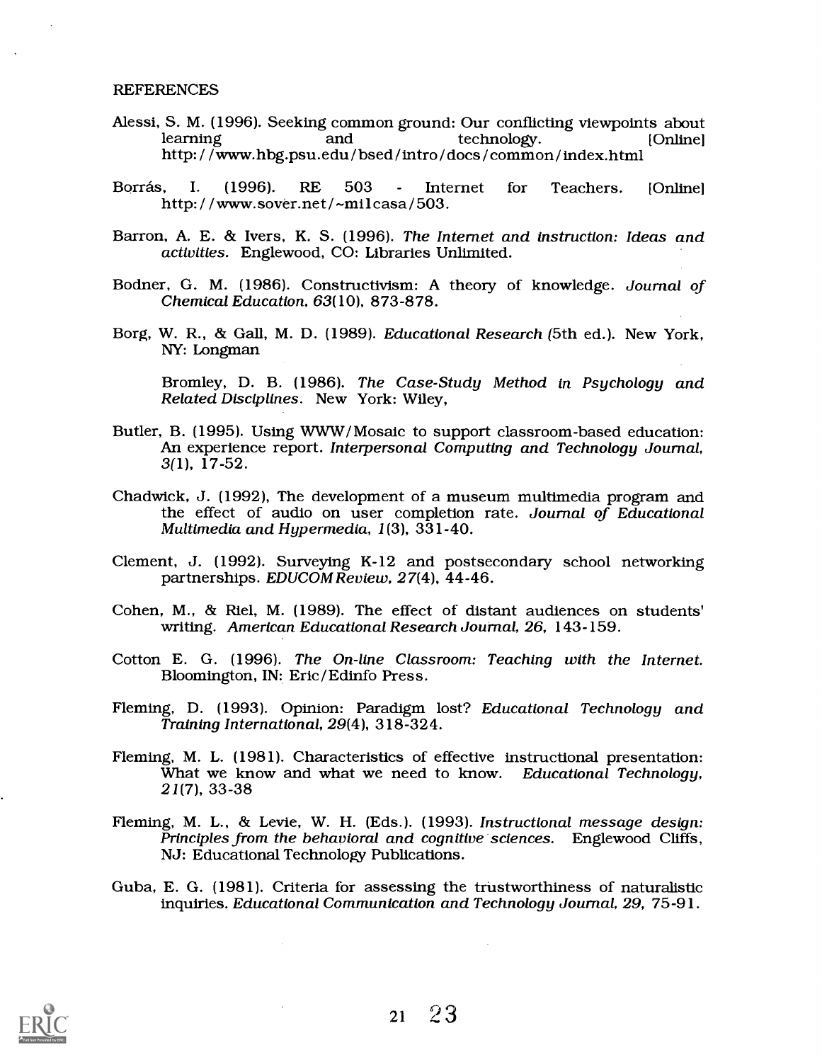REFERENCES

Alessi, S. M. (1996). Seeking common ground: Our conflicting viewpoints about learning and technology. [Online] http://www.hbg.psu.edu/bsed/intro/docs/common/index.html

Borrás, I. (1996). RE 503 - Internet for Teachers. [Online] http://www.sover.net/~milcasa/503.

Barron, A. E. & Ivers, K. S. (1996). *The Internet and instruction: Ideas and activities.* Englewood, CO: Libraries Unlimited.

Bodner, G. M. (1986). Constructivism: A theory of knowledge. *Journal of Chemical Education, 63*(10), 873-878.

Borg, W. R., & Gall, M. D. (1989). *Educational Research* (5th ed.). New York, NY: Longman

Bromley, D. B. (1986). *The Case-Study Method in Psychology and Related Disciplines.* New York: Wiley,

Butler, B. (1995). Using WWW/Mosaic to support classroom-based education: An experience report. *Interpersonal Computing and Technology Journal, 3*(1), 17-52.

Chadwick, J. (1992), The development of a museum multimedia program and the effect of audio on user completion rate. *Journal of Educational Multimedia and Hypermedia, 1*(3), 331-40.

Clement, J. (1992). Surveying K-12 and postsecondary school networking partnerships. *EDUCOM Review, 27*(4), 44-46.

Cohen, M., & Riel, M. (1989). The effect of distant audiences on students' writing. *American Educational Research Journal, 26,* 143-159.

Cotton E. G. (1996). *The On-line Classroom: Teaching with the Internet.* Bloomington, IN: Eric/Edinfo Press.

Fleming, D. (1993). Opinion: Paradigm lost? *Educational Technology and Training International, 29*(4), 318-324.

Fleming, M. L. (1981). Characteristics of effective instructional presentation: What we know and what we need to know. *Educational Technology, 21*(7), 33-38

Fleming, M. L., & Levie, W. H. (Eds.). (1993). *Instructional message design: Principles from the behavioral and cognitive sciences.* Englewood Cliffs, NJ: Educational Technology Publications.

Guba, E. G. (1981). Criteria for assessing the trustworthiness of naturalistic inquiries. *Educational Communication and Technology Journal, 29,* 75-91.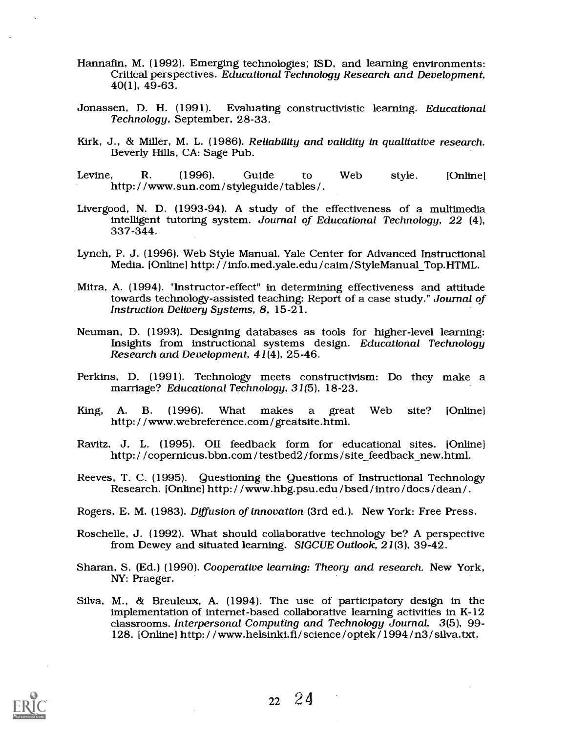Hannafin, M. (1992). Emerging technologies; ISD, and learning environments: Critical perspectives. *Educational Technology Research and Development*, 40(1), 49-63.

Jonassen, D. H. (1991). Evaluating constructivistic learning. *Educational Technology*, September, 28-33.

Kirk, J., & Miller, M. L. (1986). *Reliability and validity in qualitative research.* Beverly Hills, CA: Sage Pub.

Levine, R. (1996). Guide to Web style. [Online] http://www.sun.com/styleguide/tables/.

Livergood, N. D. (1993-94). A study of the effectiveness of a multimedia intelligent tutoring system. *Journal of Educational Technology, 22* (4), 337-344.

Lynch, P. J. (1996). Web Style Manual. Yale Center for Advanced Instructional Media. [Online] http://info.med.yale.edu/caim/StyleManual_Top.HTML.

Mitra, A. (1994). "Instructor-effect" in determining effectiveness and attitude towards technology-assisted teaching: Report of a case study." *Journal of Instruction Delivery Systems, 8*, 15-21.

Neuman, D. (1993). Designing databases as tools for higher-level learning: Insights from instructional systems design. *Educational Technology Research and Development, 41*(4), 25-46.

Perkins, D. (1991). Technology meets constructivism: Do they make a marriage? *Educational Technology, 31*(5), 18-23.

King, A. B. (1996). What makes a great Web site? [Online] http://www.webreference.com/greatsite.html.

Ravitz, J. L. (1995). OII feedback form for educational sites. [Online] http://copernicus.bbn.com/testbed2/forms/site_feedback_new.html.

Reeves, T. C. (1995). Questioning the Questions of Instructional Technology Research. [Online] http://www.hbg.psu.edu/bsed/intro/docs/dean/.

Rogers, E. M. (1983). *Diffusion of innovation* (3rd ed.). New York: Free Press.

Roschelle, J. (1992). What should collaborative technology be? A perspective from Dewey and situated learning. *SIGCUE Outlook, 21*(3), 39-42.

Sharan, S. (Ed.) (1990). *Cooperative learning: Theory and research.* New York, NY: Praeger.

Silva, M., & Breuleux, A. (1994). The use of participatory design in the implementation of internet-based collaborative learning activities in K-12 classrooms. *Interpersonal Computing and Technology Journal*, 3(5), 99-128. [Online] http://www.helsinki.fi/science/optek/1994/n3/silva.txt.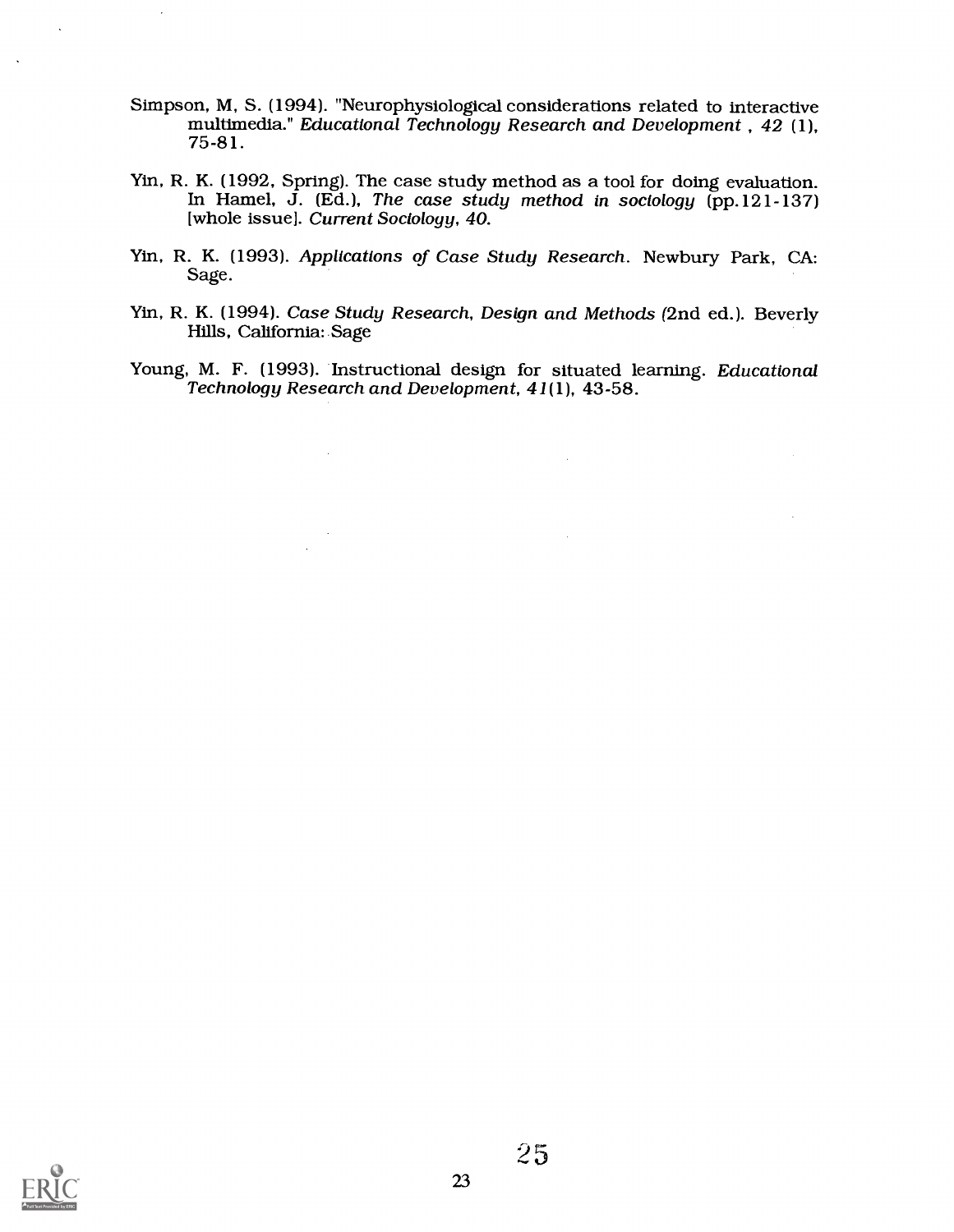Simpson, M, S. (1994). "Neurophysiological considerations related to interactive multimedia." *Educational Technology Research and Development* , *42* (1), 75-81.

Yin, R. K. (1992, Spring). The case study method as a tool for doing evaluation. In Hamel, J. (Ed.), *The case study method in sociology* (pp.121-137) [whole issue]. *Current Sociology, 40.*

Yin, R. K. (1993). *Applications of Case Study Research*. Newbury Park, CA: Sage.

Yin, R. K. (1994). *Case Study Research, Design and Methods* (2nd ed.). Beverly Hills, California: Sage

Young, M. F. (1993). Instructional design for situated learning. *Educational Technology Research and Development, 41*(1), 43-58.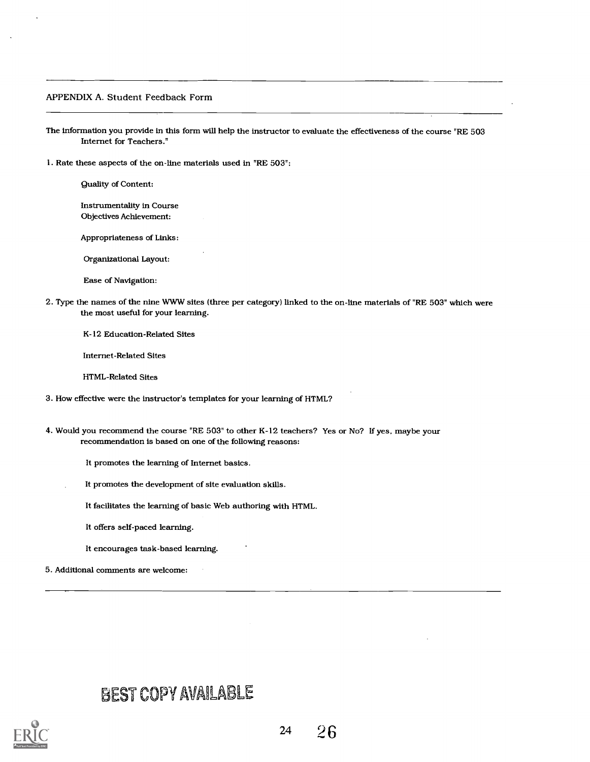## APPENDIX A. Student Feedback Form

The information you provide in this form will help the instructor to evaluate the effectiveness of the course "RE 503 Internet for Teachers."

1. Rate these aspects of the on-line materials used in "RE 503":

   Quality of Content:

   Instrumentality in Course Objectives Achievement:

   Appropriateness of Links:

   Organizational Layout:

   Ease of Navigation:

2. Type the names of the nine WWW sites (three per category) linked to the on-line materials of "RE 503" which were the most useful for your learning.

   K-12 Education-Related Sites

   Internet-Related Sites

   HTML-Related Sites

3. How effective were the instructor's templates for your learning of HTML?

4. Would you recommend the course "RE 503" to other K-12 teachers? Yes or No? If yes, maybe your recommendation is based on one of the following reasons:

   It promotes the learning of Internet basics.

   It promotes the development of site evaluation skills.

   It facilitates the learning of basic Web authoring with HTML.

   It offers self-paced learning.

   It encourages task-based learning.

5. Additional comments are welcome:

BEST COPY AVAILABLE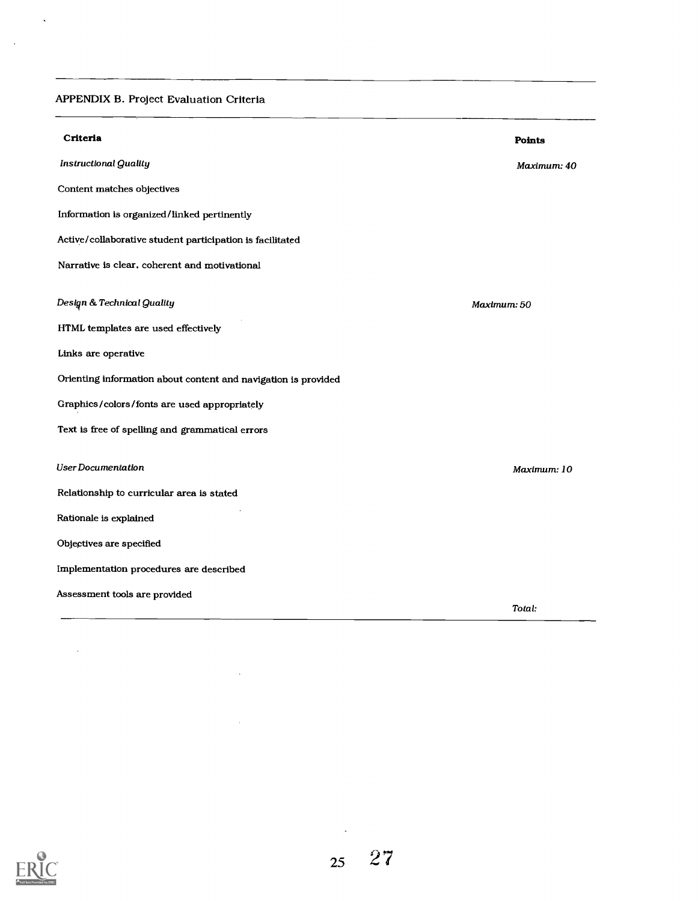## APPENDIX B. Project Evaluation Criteria

| Criteria | Points |
| --- | --- |
| *Instructional Quality* | *Maximum: 40* |
| Content matches objectives | |
| Information is organized/linked pertinently | |
| Active/collaborative student participation is facilitated | |
| Narrative is clear, coherent and motivational | |
| *Design & Technical Quality* | *Maximum: 50* |
| HTML templates are used effectively | |
| Links are operative | |
| Orienting information about content and navigation is provided | |
| Graphics/colors/fonts are used appropriately | |
| Text is free of spelling and grammatical errors | |
| *User Documentation* | *Maximum: 10* |
| Relationship to curricular area is stated | |
| Rationale is explained | |
| Objectives are specified | |
| Implementation procedures are described | |
| Assessment tools are provided | |
| | *Total:* |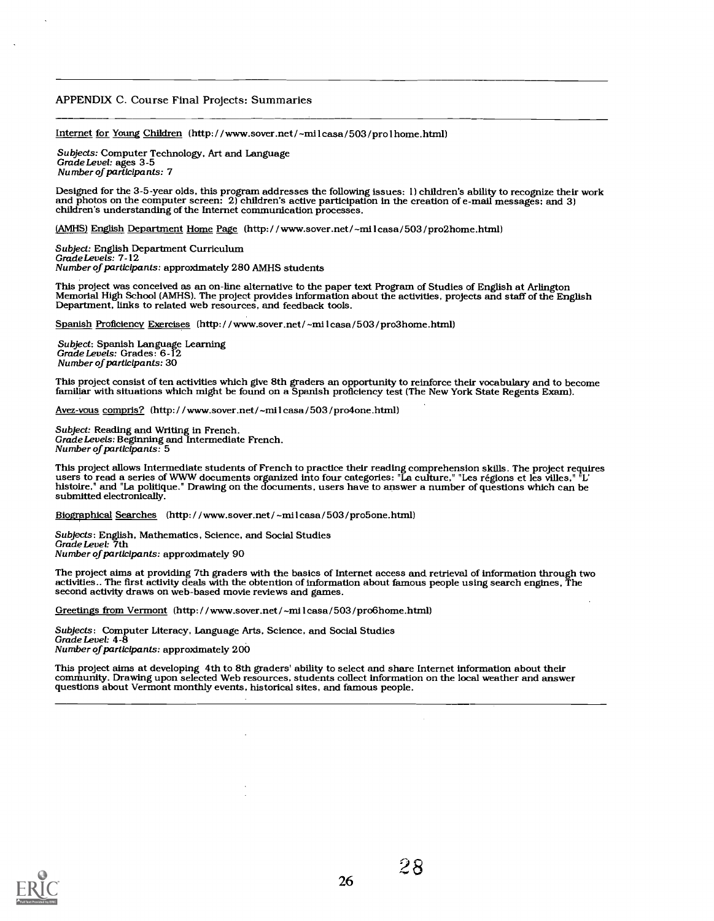## APPENDIX C. Course Final Projects: Summaries

Internet for Young Children (http://www.sover.net/~milcasa/503/pro1home.html)

*Subjects:* Computer Technology, Art and Language
*Grade Level:* ages 3-5
*Number of participants:* 7

Designed for the 3-5-year olds, this program addresses the following issues: 1) children's ability to recognize their work and photos on the computer screen; 2) children's active participation in the creation of e-mail messages; and 3) children's understanding of the Internet communication processes.

(AMHS) English Department Home Page (http://www.sover.net/~milcasa/503/pro2home.html)

*Subject:* English Department Curriculum
*Grade Levels:* 7-12
*Number of participants:* approximately 280 AMHS students

This project was conceived as an on-line alternative to the paper text Program of Studies of English at Arlington Memorial High School (AMHS). The project provides information about the activities, projects and staff of the English Department, links to related web resources, and feedback tools.

Spanish Proficiency Exercises (http://www.sover.net/~milcasa/503/pro3home.html)

*Subject:* Spanish Language Learning
*Grade Levels:* Grades: 6-12
*Number of participants:* 30

This project consist of ten activities which give 8th graders an opportunity to reinforce their vocabulary and to become familiar with situations which might be found on a Spanish proficiency test (The New York State Regents Exam).

Avez-vous compris? (http://www.sover.net/~milcasa/503/pro4one.html)

*Subject:* Reading and Writing in French.
*Grade Levels:* Beginning and Intermediate French.
*Number of participants:* 5

This project allows Intermediate students of French to practice their reading comprehension skills. The project requires users to read a series of WWW documents organized into four categories: "La culture," "Les régions et les villes," "L' histoire," and "La politique." Drawing on the documents, users have to answer a number of questions which can be submitted electronically.

Biographical Searches (http://www.sover.net/~milcasa/503/pro5one.html)

*Subjects:* English, Mathematics, Science, and Social Studies
*Grade Level:* 7th
*Number of participants:* approximately 90

The project aims at providing 7th graders with the basics of Internet access and retrieval of information through two activities.. The first activity deals with the obtention of information about famous people using search engines, The second activity draws on web-based movie reviews and games.

Greetings from Vermont (http://www.sover.net/~milcasa/503/pro6home.html)

*Subjects:* Computer Literacy, Language Arts, Science, and Social Studies
*Grade Level:* 4-8
*Number of participants:* approximately 200

This project aims at developing 4th to 8th graders' ability to select and share Internet information about their community. Drawing upon selected Web resources, students collect information on the local weather and answer questions about Vermont monthly events, historical sites, and famous people.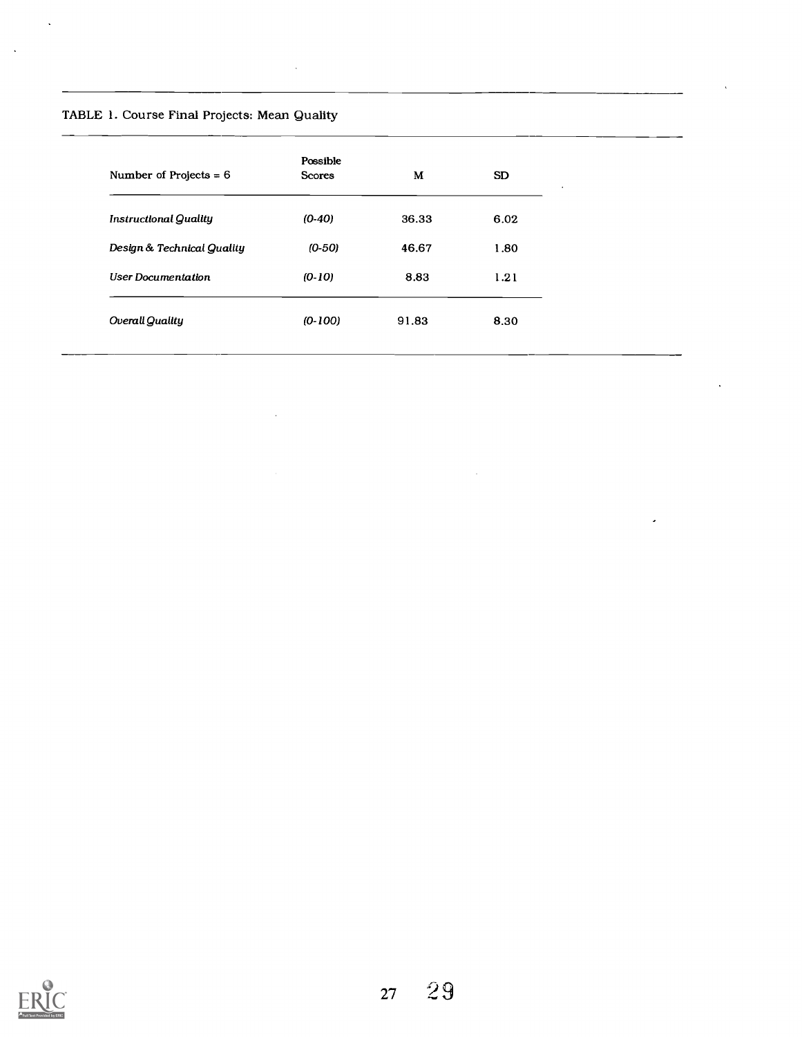TABLE 1. Course Final Projects: Mean Quality

| Number of Projects = 6 | Possible Scores | M | SD |
|---|---|---|---|
| *Instructional Quality* | *(0-40)* | 36.33 | 6.02 |
| *Design & Technical Quality* | *(0-50)* | 46.67 | 1.80 |
| *User Documentation* | *(0-10)* | 8.83 | 1.21 |
| *Overall Quality* | *(0-100)* | 91.83 | 8.30 |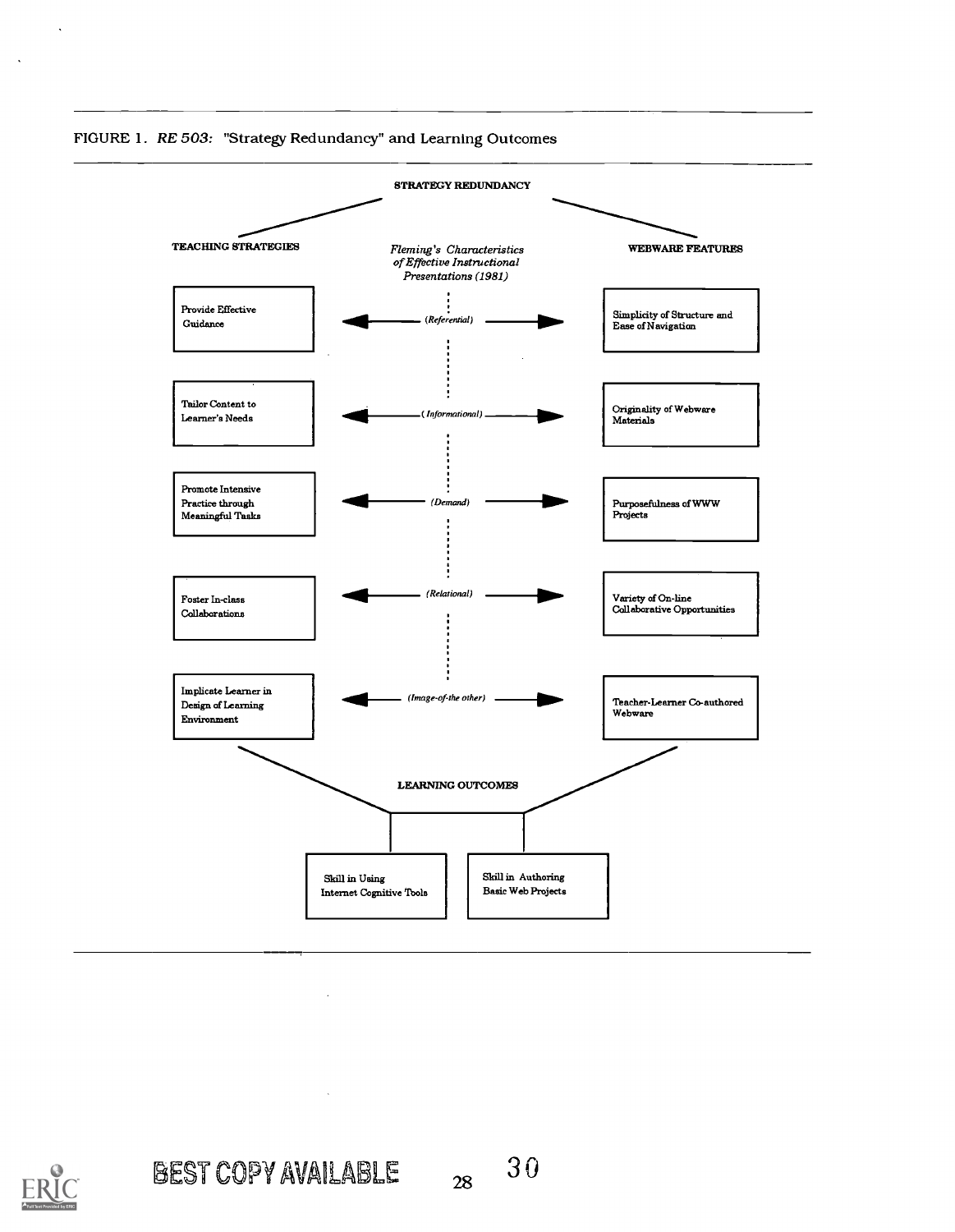FIGURE 1. *RE 503:* "Strategy Redundancy" and Learning Outcomes

**STRATEGY REDUNDANCY**

| TEACHING STRATEGIES | *Fleming's Characteristics of Effective Instructional Presentations (1981)* | WEBWARE FEATURES |
|---|---|---|
| Provide Effective Guidance | *(Referential)* | Simplicity of Structure and Ease of Navigation |
| Tailor Content to Learner's Needs | *(Informational)* | Originality of Webware Materials |
| Promote Intensive Practice through Meaningful Tasks | *(Demand)* | Purposefulness of WWW Projects |
| Foster In-class Collaborations | *(Relational)* | Variety of On-line Collaborative Opportunities |
| Implicate Learner in Design of Learning Environment | *(Image-of-the other)* | Teacher-Learner Co-authored Webware |

**LEARNING OUTCOMES**

- Skill in Using Internet Cognitive Tools
- Skill in Authoring Basic Web Projects

BEST COPY AVAILABLE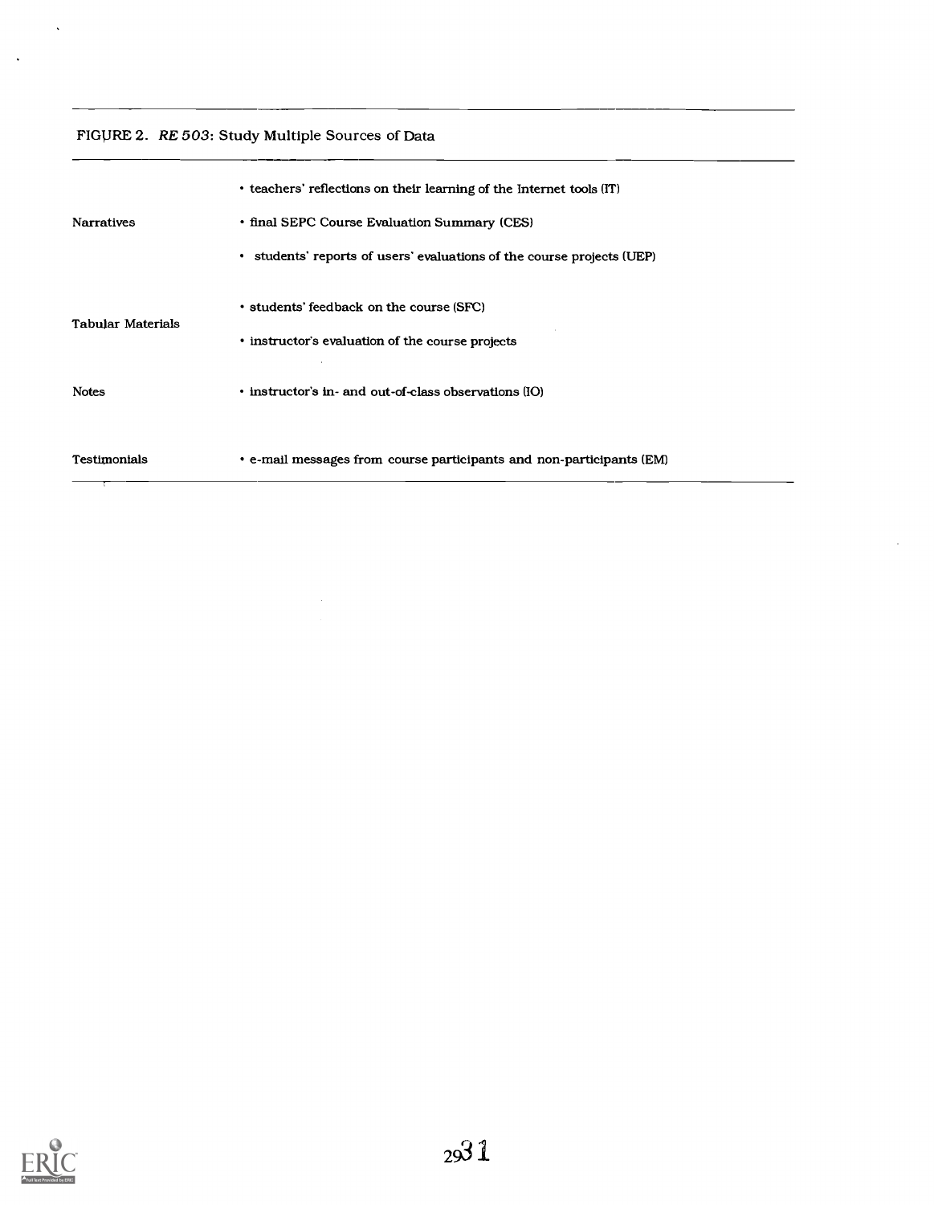FIGURE 2. *RE 503*: Study Multiple Sources of Data

| | |
|---|---|
| Narratives | • teachers' reflections on their learning of the Internet tools (IT)<br>• final SEPC Course Evaluation Summary (CES)<br>• students' reports of users' evaluations of the course projects (UEP) |
| Tabular Materials | • students' feedback on the course (SFC)<br>• instructor's evaluation of the course projects |
| Notes | • instructor's in- and out-of-class observations (IO) |
| Testimonials | • e-mail messages from course participants and non-participants (EM) |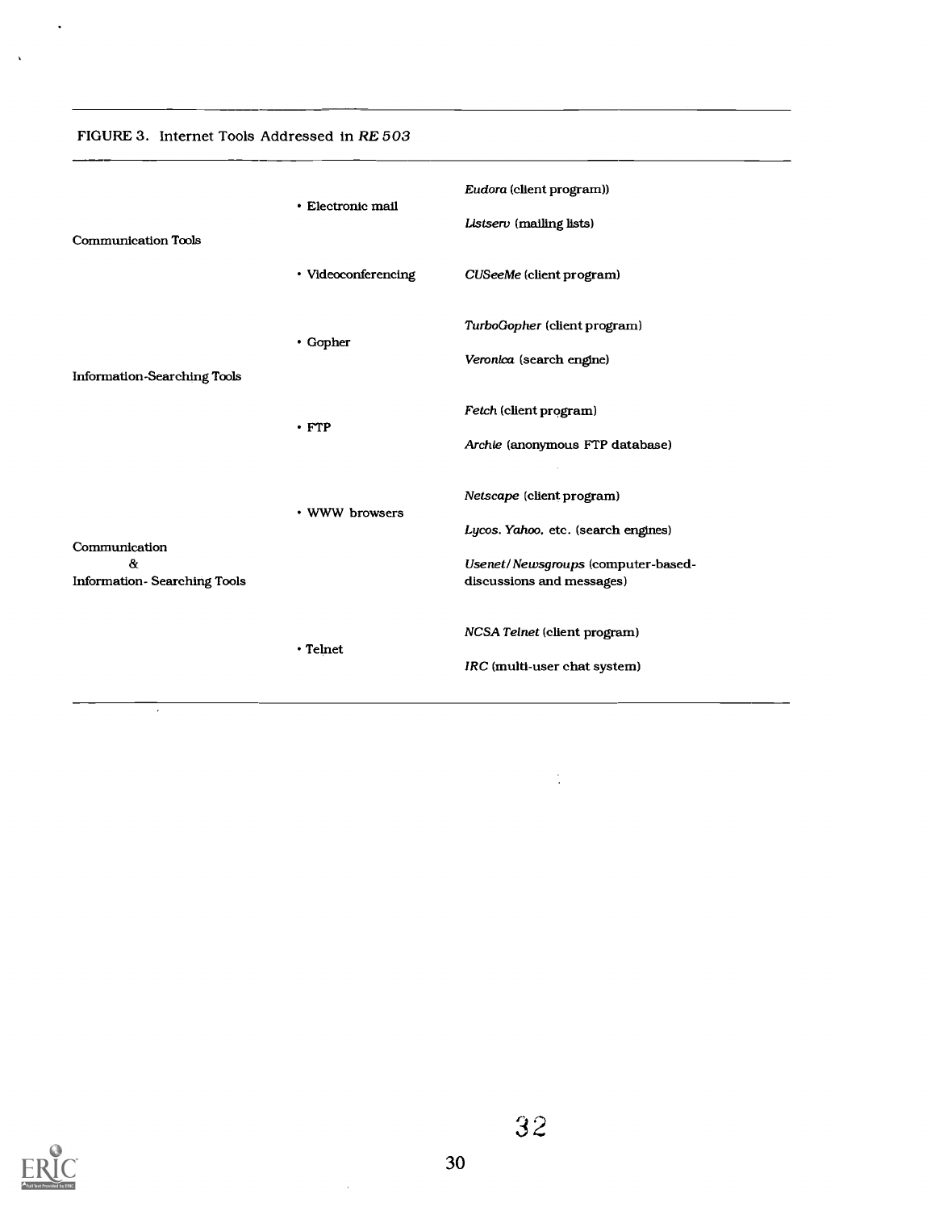FIGURE 3. Internet Tools Addressed in *RE 503*

| | | |
|---|---|---|
| Communication Tools | • Electronic mail | *Eudora* (client program)) |
| | | *Listserv* (mailing lists) |
| | • Videoconferencing | *CUSeeMe* (client program) |
| Information-Searching Tools | • Gopher | *TurboGopher* (client program) |
| | | *Veronica* (search engine) |
| | • FTP | *Fetch* (client program) |
| | | *Archie* (anonymous FTP database) |
| Communication & Information- Searching Tools | • WWW browsers | *Netscape* (client program) |
| | | *Lycos. Yahoo*, etc. (search engines) |
| | | *Usenet/Newsgroups* (computer-based-discussions and messages) |
| | • Telnet | *NCSA Telnet* (client program) |
| | | *IRC* (multi-user chat system) |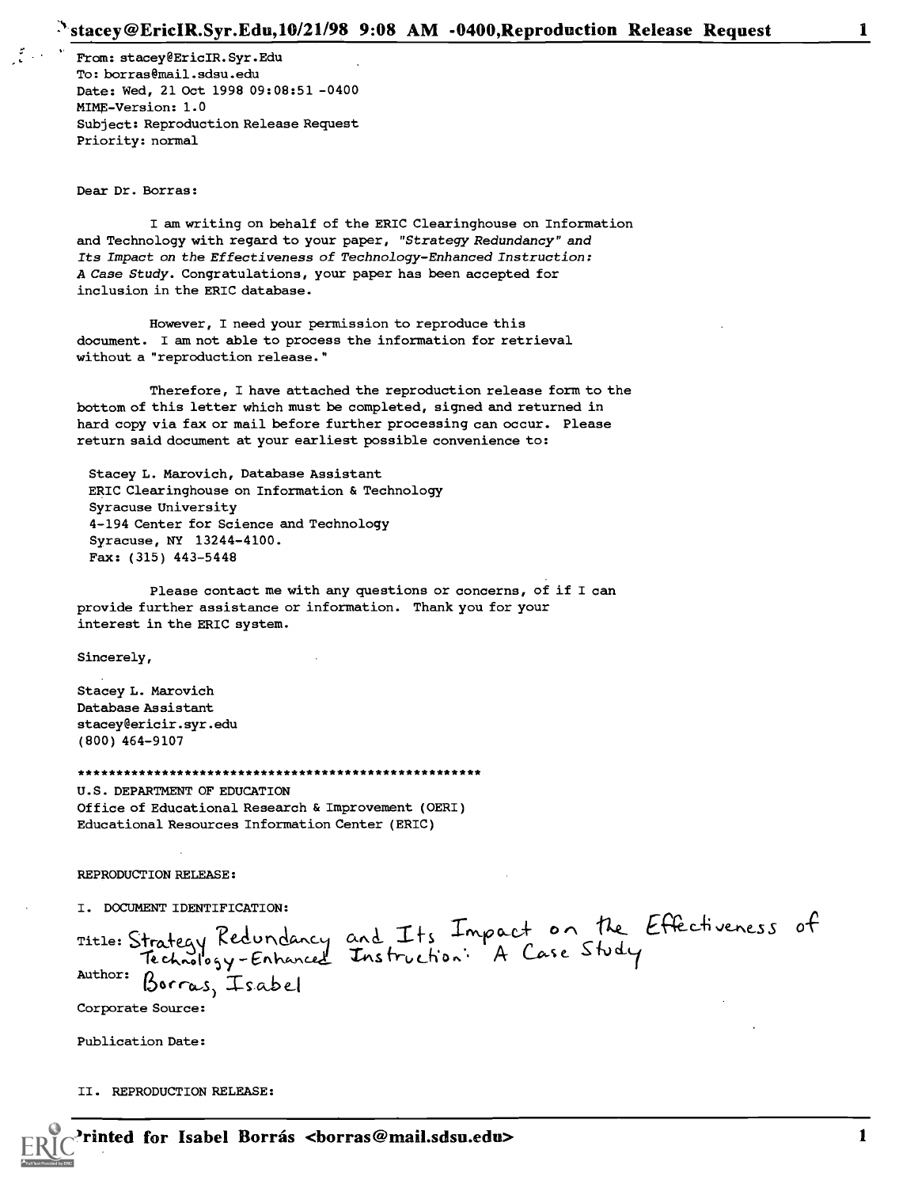From: stacey@EricIR.Syr.Edu
To: borras@mail.sdsu.edu
Date: Wed, 21 Oct 1998 09:08:51 -0400
MIME-Version: 1.0
Subject: Reproduction Release Request
Priority: normal

Dear Dr. Borras:

I am writing on behalf of the ERIC Clearinghouse on Information and Technology with regard to your paper, *"Strategy Redundancy" and Its Impact on the Effectiveness of Technology-Enhanced Instruction: A Case Study*. Congratulations, your paper has been accepted for inclusion in the ERIC database.

However, I need your permission to reproduce this document. I am not able to process the information for retrieval without a "reproduction release."

Therefore, I have attached the reproduction release form to the bottom of this letter which must be completed, signed and returned in hard copy via fax or mail before further processing can occur. Please return said document at your earliest possible convenience to:

Stacey L. Marovich, Database Assistant
ERIC Clearinghouse on Information & Technology
Syracuse University
4-194 Center for Science and Technology
Syracuse, NY 13244-4100.
Fax: (315) 443-5448

Please contact me with any questions or concerns, of if I can provide further assistance or information. Thank you for your interest in the ERIC system.

Sincerely,

Stacey L. Marovich
Database Assistant
stacey@ericir.syr.edu
(800) 464-9107

*****************************************************

U.S. DEPARTMENT OF EDUCATION
Office of Educational Research & Improvement (OERI)
Educational Resources Information Center (ERIC)

REPRODUCTION RELEASE:

I. DOCUMENT IDENTIFICATION:

Title: Strategy Redundancy and Its Impact on the Effectiveness of Technology-Enhanced Instruction: A Case Study

Author: Borras, Isabel

Corporate Source:

Publication Date:

II. REPRODUCTION RELEASE: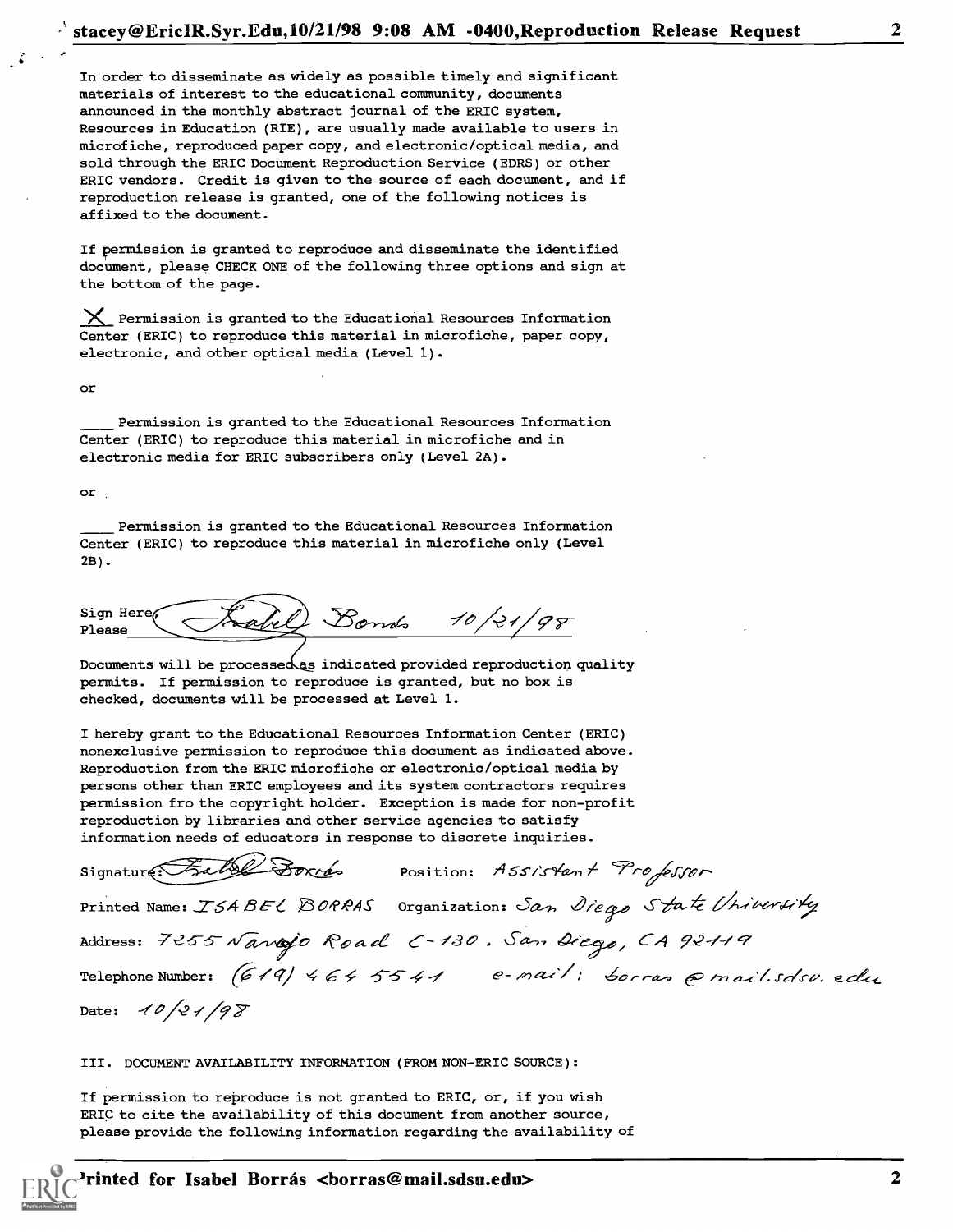In order to disseminate as widely as possible timely and significant materials of interest to the educational community, documents announced in the monthly abstract journal of the ERIC system, Resources in Education (RIE), are usually made available to users in microfiche, reproduced paper copy, and electronic/optical media, and sold through the ERIC Document Reproduction Service (EDRS) or other ERIC vendors. Credit is given to the source of each document, and if reproduction release is granted, one of the following notices is affixed to the document.

If permission is granted to reproduce and disseminate the identified document, please CHECK ONE of the following three options and sign at the bottom of the page.

_X_ Permission is granted to the Educational Resources Information Center (ERIC) to reproduce this material in microfiche, paper copy, electronic, and other optical media (Level 1).

or

____ Permission is granted to the Educational Resources Information Center (ERIC) to reproduce this material in microfiche and in electronic media for ERIC subscribers only (Level 2A).

or

____ Permission is granted to the Educational Resources Information Center (ERIC) to reproduce this material in microfiche only (Level 2B).

Sign Here, Please: Isabel Borrás 10/21/98

Documents will be processed as indicated provided reproduction quality permits. If permission to reproduce is granted, but no box is checked, documents will be processed at Level 1.

I hereby grant to the Educational Resources Information Center (ERIC) nonexclusive permission to reproduce this document as indicated above. Reproduction from the ERIC microfiche or electronic/optical media by persons other than ERIC employees and its system contractors requires permission fro the copyright holder. Exception is made for non-profit reproduction by libraries and other service agencies to satisfy information needs of educators in response to discrete inquiries.

Signature: Isabel Borrás    Position: Assistant Professor

Printed Name: ISABEL BORRAS    Organization: San Diego State University

Address: 7255 Navajo Road C-130. San Diego, CA 92119

Telephone Number: (619) 464 5541    e-mail: borras@mail.sdsu.edu

Date: 10/21/98

III. DOCUMENT AVAILABILITY INFORMATION (FROM NON-ERIC SOURCE):

If permission to reproduce is not granted to ERIC, or, if you wish ERIC to cite the availability of this document from another source, please provide the following information regarding the availability of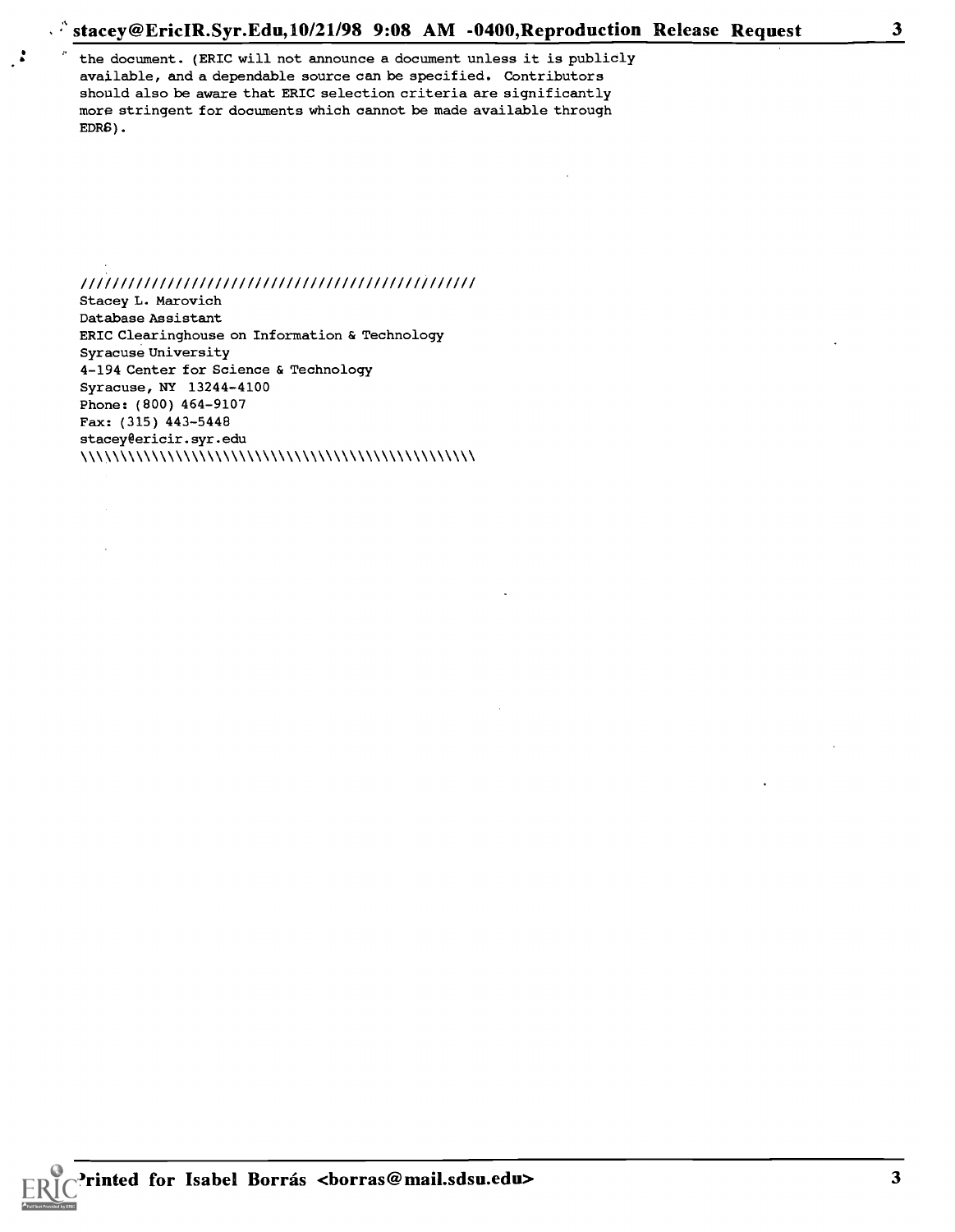the document. (ERIC will not announce a document unless it is publicly available, and a dependable source can be specified. Contributors should also be aware that ERIC selection criteria are significantly more stringent for documents which cannot be made available through EDRS).

//////////////////////////////////////////////////
Stacey L. Marovich
Database Assistant
ERIC Clearinghouse on Information & Technology
Syracuse University
4-194 Center for Science & Technology
Syracuse, NY 13244-4100
Phone: (800) 464-9107
Fax: (315) 443-5448
stacey@ericir.syr.edu
\\\\\\\\\\\\\\\\\\\\\\\\\\\\\\\\\\\\\\\\\\\\\\\\\\